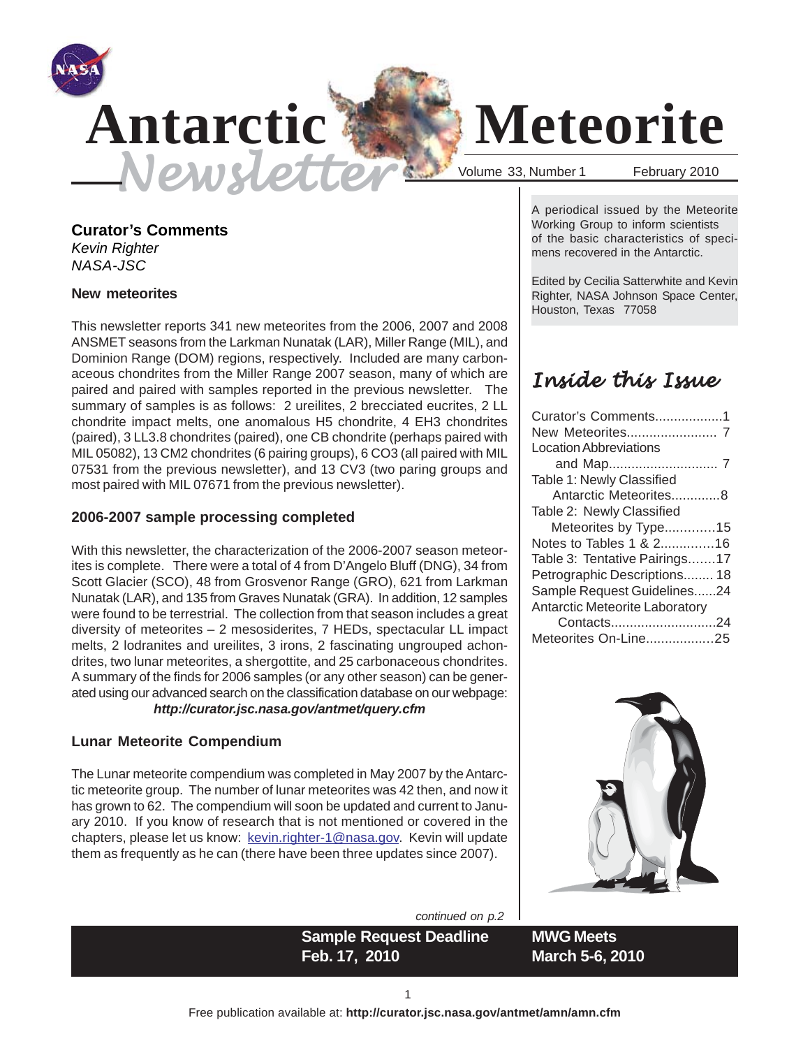# Antarctic Meteorite Newsletter

Volume 33, Number 1 February 2010

A periodical issued by the Meteorite Working Group to inform scientists of the basic characteristics of specimens recovered in the Antarctic.

Edited by Cecilia Satterwhite and Kevin Righter, NASA Johnson Space Center, Houston, Texas 77058

## Inside this Issue

- Curator's Comments..................1
- New Meteorites........................ 7
- Location Abbreviations and Map............................ 7
- Table 1: Newly Classified Antarctic Meteorites.............8
- Table 2: Newly Classified Meteorites by Type.............15
- Notes to Tables 1 & 2..............16
- Table 3: Tentative Pairings.......17
- Petrographic Descriptions........ 18
- Sample Request Guidelines......24
- Antarctic Meteorite Laboratory Contacts............................24
- Meteorites On-Line..................25

## Curator's Comments

*Kevin Righter*
*NASA-JSC*

### New meteorites

This newsletter reports 341 new meteorites from the 2006, 2007 and 2008 ANSMET seasons from the Larkman Nunatak (LAR), Miller Range (MIL), and Dominion Range (DOM) regions, respectively. Included are many carbonaceous chondrites from the Miller Range 2007 season, many of which are paired and paired with samples reported in the previous newsletter. The summary of samples is as follows: 2 ureilites, 2 brecciated eucrites, 2 LL chondrite impact melts, one anomalous H5 chondrite, 4 EH3 chondrites (paired), 3 LL3.8 chondrites (paired), one CB chondrite (perhaps paired with MIL 05082), 13 CM2 chondrites (6 pairing groups), 6 CO3 (all paired with MIL 07531 from the previous newsletter), and 13 CV3 (two paring groups and most paired with MIL 07671 from the previous newsletter).

### 2006-2007 sample processing completed

With this newsletter, the characterization of the 2006-2007 season meteorites is complete. There were a total of 4 from D'Angelo Bluff (DNG), 34 from Scott Glacier (SCO), 48 from Grosvenor Range (GRO), 621 from Larkman Nunatak (LAR), and 135 from Graves Nunatak (GRA). In addition, 12 samples were found to be terrestrial. The collection from that season includes a great diversity of meteorites – 2 mesosiderites, 7 HEDs, spectacular LL impact melts, 2 lodranites and ureilites, 3 irons, 2 fascinating ungrouped achondrites, two lunar meteorites, a shergottite, and 25 carbonaceous chondrites. A summary of the finds for 2006 samples (or any other season) can be generated using our advanced search on the classification database on our webpage:

***http://curator.jsc.nasa.gov/antmet/query.cfm***

### Lunar Meteorite Compendium

The Lunar meteorite compendium was completed in May 2007 by the Antarctic meteorite group. The number of lunar meteorites was 42 then, and now it has grown to 62. The compendium will soon be updated and current to January 2010. If you know of research that is not mentioned or covered in the chapters, please let us know: kevin.righter-1@nasa.gov. Kevin will update them as frequently as he can (there have been three updates since 2007).

*continued on p.2*

**Sample Request Deadline Feb. 17, 2010**

**MWG Meets March 5-6, 2010**

Free publication available at: **http://curator.jsc.nasa.gov/antmet/amn/amn.cfm**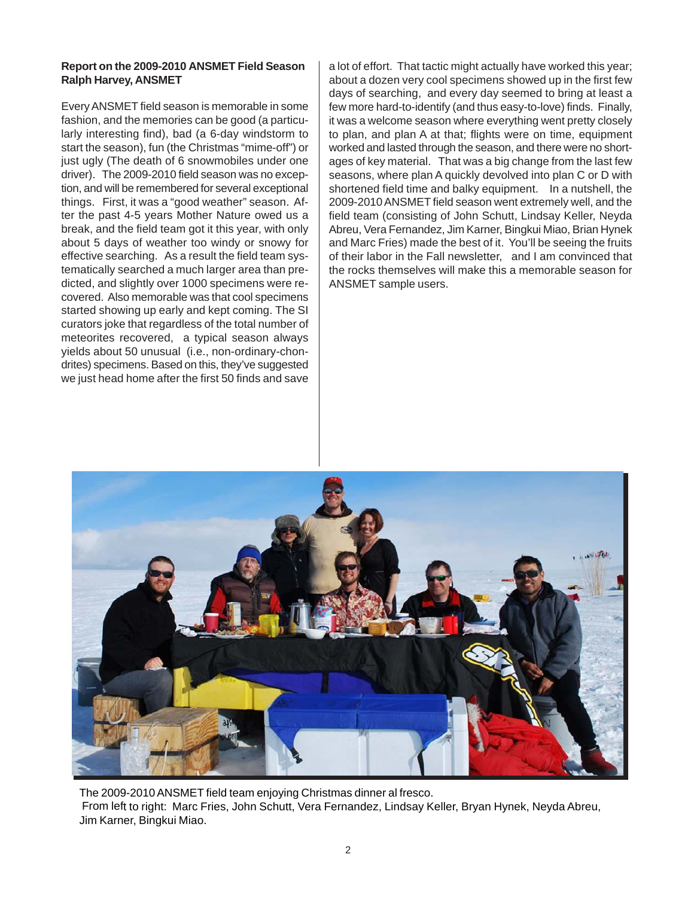**Report on the 2009-2010 ANSMET Field Season**
**Ralph Harvey, ANSMET**

Every ANSMET field season is memorable in some fashion, and the memories can be good (a particularly interesting find), bad (a 6-day windstorm to start the season), fun (the Christmas "mime-off") or just ugly (The death of 6 snowmobiles under one driver). The 2009-2010 field season was no exception, and will be remembered for several exceptional things. First, it was a "good weather" season. After the past 4-5 years Mother Nature owed us a break, and the field team got it this year, with only about 5 days of weather too windy or snowy for effective searching. As a result the field team systematically searched a much larger area than predicted, and slightly over 1000 specimens were recovered. Also memorable was that cool specimens started showing up early and kept coming. The SI curators joke that regardless of the total number of meteorites recovered, a typical season always yields about 50 unusual (i.e., non-ordinary-chondrites) specimens. Based on this, they've suggested we just head home after the first 50 finds and save a lot of effort. That tactic might actually have worked this year; about a dozen very cool specimens showed up in the first few days of searching, and every day seemed to bring at least a few more hard-to-identify (and thus easy-to-love) finds. Finally, it was a welcome season where everything went pretty closely to plan, and plan A at that; flights were on time, equipment worked and lasted through the season, and there were no shortages of key material. That was a big change from the last few seasons, where plan A quickly devolved into plan C or D with shortened field time and balky equipment. In a nutshell, the 2009-2010 ANSMET field season went extremely well, and the field team (consisting of John Schutt, Lindsay Keller, Neyda Abreu, Vera Fernandez, Jim Karner, Bingkui Miao, Brian Hynek and Marc Fries) made the best of it. You'll be seeing the fruits of their labor in the Fall newsletter, and I am convinced that the rocks themselves will make this a memorable season for ANSMET sample users.

The 2009-2010 ANSMET field team enjoying Christmas dinner al fresco.
From left to right: Marc Fries, John Schutt, Vera Fernandez, Lindsay Keller, Bryan Hynek, Neyda Abreu, Jim Karner, Bingkui Miao.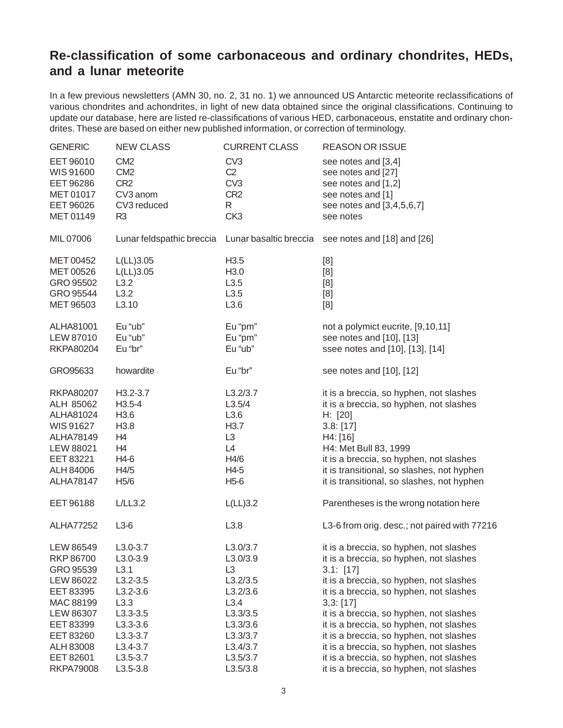## Re-classification of some carbonaceous and ordinary chondrites, HEDs, and a lunar meteorite

In a few previous newsletters (AMN 30, no. 2, 31 no. 1) we announced US Antarctic meteorite reclassifications of various chondrites and achondrites, in light of new data obtained since the original classifications. Continuing to update our database, here are listed re-classifications of various HED, carbonaceous, enstatite and ordinary chondrites. These are based on either new published information, or correction of terminology.

| GENERIC | NEW CLASS | CURRENT CLASS | REASON OR ISSUE |
|---|---|---|---|
| EET 96010 | CM2 | CV3 | see notes and [3,4] |
| WIS 91600 | CM2 | C2 | see notes and [27] |
| EET 96286 | CR2 | CV3 | see notes and [1,2] |
| MET 01017 | CV3 anom | CR2 | see notes and [1] |
| EET 96026 | CV3 reduced | R | see notes and [3,4,5,6,7] |
| MET 01149 | R3 | CK3 | see notes |
| MIL 07006 | Lunar feldspathic breccia | Lunar basaltic breccia | see notes and [18] and [26] |
| MET 00452 | L(LL)3.05 | H3.5 | [8] |
| MET 00526 | L(LL)3.05 | H3.0 | [8] |
| GRO 95502 | L3.2 | L3.5 | [8] |
| GRO 95544 | L3.2 | L3.5 | [8] |
| MET 96503 | L3.10 | L3.6 | [8] |
| ALHA81001 | Eu "ub" | Eu "pm" | not a polymict eucrite, [9,10,11] |
| LEW 87010 | Eu "ub" | Eu "pm" | see notes and [10], [13] |
| RKPA80204 | Eu "br" | Eu "ub" | ssee notes and [10], [13], [14] |
| GRO95633 | howardite | Eu "br" | see notes and [10], [12] |
| RKPA80207 | H3.2-3.7 | L3.2/3.7 | it is a breccia, so hyphen, not slashes |
| ALH 85062 | H3.5-4 | L3.5/4 | it is a breccia, so hyphen, not slashes |
| ALHA81024 | H3.6 | L3.6 | H: [20] |
| WIS 91627 | H3.8 | H3.7 | 3.8: [17] |
| ALHA78149 | H4 | L3 | H4: [16] |
| LEW 88021 | H4 | L4 | H4: Met Bull 83, 1999 |
| EET 83221 | H4-6 | H4/6 | it is a breccia, so hyphen, not slashes |
| ALH 84006 | H4/5 | H4-5 | it is transitional, so slashes, not hyphen |
| ALHA78147 | H5/6 | H5-6 | it is transitional, so slashes, not hyphen |
| EET 96188 | L/LL3.2 | L(LL)3.2 | Parentheses is the wrong notation here |
| ALHA77252 | L3-6 | L3.8 | L3-6 from orig. desc.; not paired with 77216 |
| LEW 86549 | L3.0-3.7 | L3.0/3.7 | it is a breccia, so hyphen, not slashes |
| RKP 86700 | L3.0-3.9 | L3.0/3.9 | it is a breccia, so hyphen, not slashes |
| GRO 95539 | L3.1 | L3 | 3.1: [17] |
| LEW 86022 | L3.2-3.5 | L3.2/3.5 | it is a breccia, so hyphen, not slashes |
| EET 83395 | L3.2-3.6 | L3.2/3.6 | it is a breccia, so hyphen, not slashes |
| MAC 88199 | L3.3 | L3.4 | 3,3: [17] |
| LEW 86307 | L3.3-3.5 | L3.3/3.5 | it is a breccia, so hyphen, not slashes |
| EET 83399 | L3.3-3.6 | L3.3/3.6 | it is a breccia, so hyphen, not slashes |
| EET 83260 | L3.3-3.7 | L3.3/3.7 | it is a breccia, so hyphen, not slashes |
| ALH 83008 | L3.4-3.7 | L3.4/3.7 | it is a breccia, so hyphen, not slashes |
| EET 82601 | L3.5-3.7 | L3.5/3.7 | it is a breccia, so hyphen, not slashes |
| RKPA79008 | L3.5-3.8 | L3.5/3.8 | it is a breccia, so hyphen, not slashes |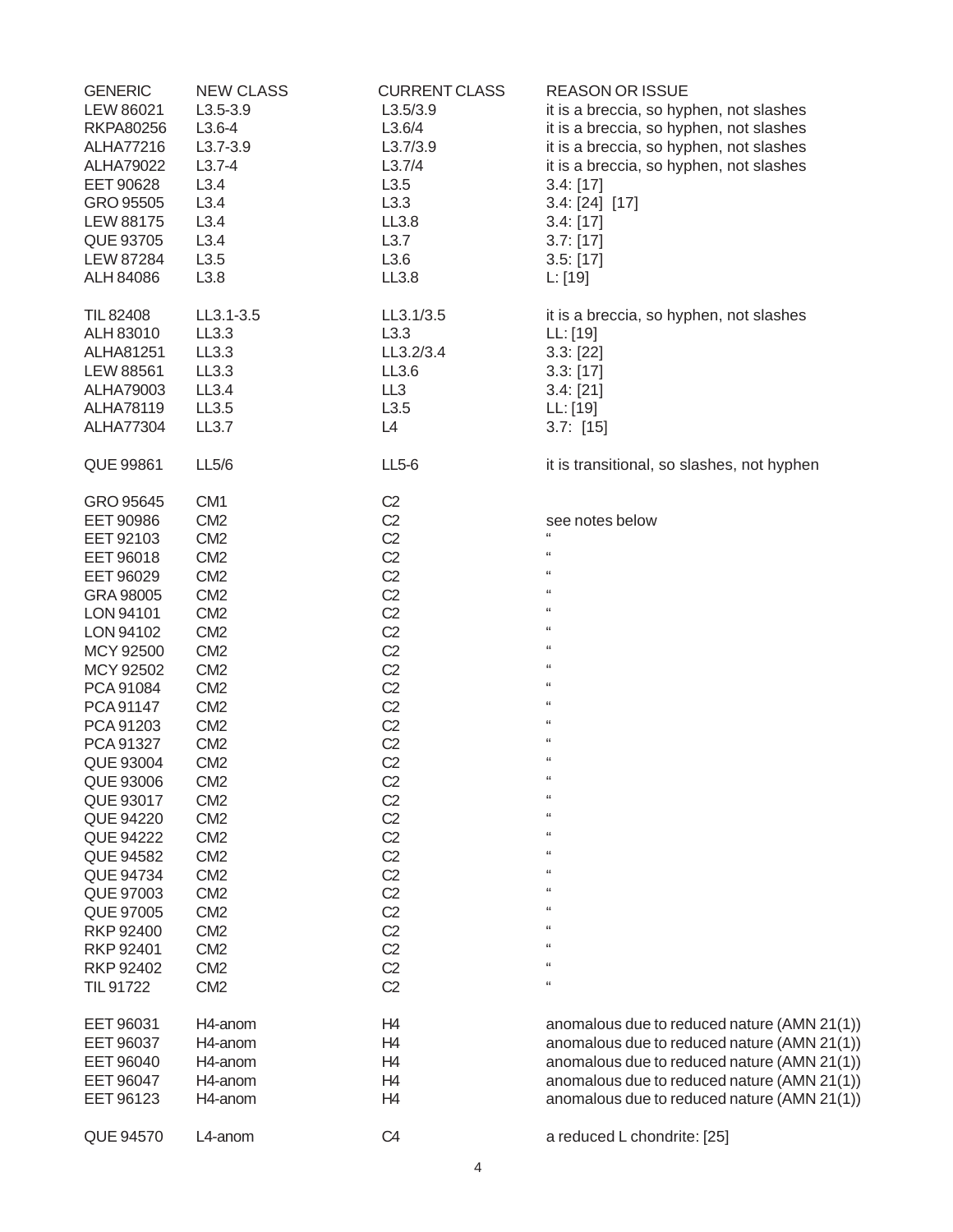| GENERIC | NEW CLASS | CURRENT CLASS | REASON OR ISSUE |
|---|---|---|---|
| LEW 86021 | L3.5-3.9 | L3.5/3.9 | it is a breccia, so hyphen, not slashes |
| RKPA80256 | L3.6-4 | L3.6/4 | it is a breccia, so hyphen, not slashes |
| ALHA77216 | L3.7-3.9 | L3.7/3.9 | it is a breccia, so hyphen, not slashes |
| ALHA79022 | L3.7-4 | L3.7/4 | it is a breccia, so hyphen, not slashes |
| EET 90628 | L3.4 | L3.5 | 3.4: [17] |
| GRO 95505 | L3.4 | L3.3 | 3.4: [24] [17] |
| LEW 88175 | L3.4 | LL3.8 | 3.4: [17] |
| QUE 93705 | L3.4 | L3.7 | 3.7: [17] |
| LEW 87284 | L3.5 | L3.6 | 3.5: [17] |
| ALH 84086 | L3.8 | LL3.8 | L: [19] |
| | | | |
| TIL 82408 | LL3.1-3.5 | LL3.1/3.5 | it is a breccia, so hyphen, not slashes |
| ALH 83010 | LL3.3 | L3.3 | LL: [19] |
| ALHA81251 | LL3.3 | LL3.2/3.4 | 3.3: [22] |
| LEW 88561 | LL3.3 | LL3.6 | 3.3: [17] |
| ALHA79003 | LL3.4 | LL3 | 3.4: [21] |
| ALHA78119 | LL3.5 | L3.5 | LL: [19] |
| ALHA77304 | LL3.7 | L4 | 3.7: [15] |
| | | | |
| QUE 99861 | LL5/6 | LL5-6 | it is transitional, so slashes, not hyphen |
| | | | |
| GRO 95645 | CM1 | C2 | |
| EET 90986 | CM2 | C2 | see notes below |
| EET 92103 | CM2 | C2 | " |
| EET 96018 | CM2 | C2 | " |
| EET 96029 | CM2 | C2 | " |
| GRA 98005 | CM2 | C2 | " |
| LON 94101 | CM2 | C2 | " |
| LON 94102 | CM2 | C2 | " |
| MCY 92500 | CM2 | C2 | " |
| MCY 92502 | CM2 | C2 | " |
| PCA 91084 | CM2 | C2 | " |
| PCA 91147 | CM2 | C2 | " |
| PCA 91203 | CM2 | C2 | " |
| PCA 91327 | CM2 | C2 | " |
| QUE 93004 | CM2 | C2 | " |
| QUE 93006 | CM2 | C2 | " |
| QUE 93017 | CM2 | C2 | " |
| QUE 94220 | CM2 | C2 | " |
| QUE 94222 | CM2 | C2 | " |
| QUE 94582 | CM2 | C2 | " |
| QUE 94734 | CM2 | C2 | " |
| QUE 97003 | CM2 | C2 | " |
| QUE 97005 | CM2 | C2 | " |
| RKP 92400 | CM2 | C2 | " |
| RKP 92401 | CM2 | C2 | " |
| RKP 92402 | CM2 | C2 | " |
| TIL 91722 | CM2 | C2 | " |
| | | | |
| EET 96031 | H4-anom | H4 | anomalous due to reduced nature (AMN 21(1)) |
| EET 96037 | H4-anom | H4 | anomalous due to reduced nature (AMN 21(1)) |
| EET 96040 | H4-anom | H4 | anomalous due to reduced nature (AMN 21(1)) |
| EET 96047 | H4-anom | H4 | anomalous due to reduced nature (AMN 21(1)) |
| EET 96123 | H4-anom | H4 | anomalous due to reduced nature (AMN 21(1)) |
| | | | |
| QUE 94570 | L4-anom | C4 | a reduced L chondrite: [25] |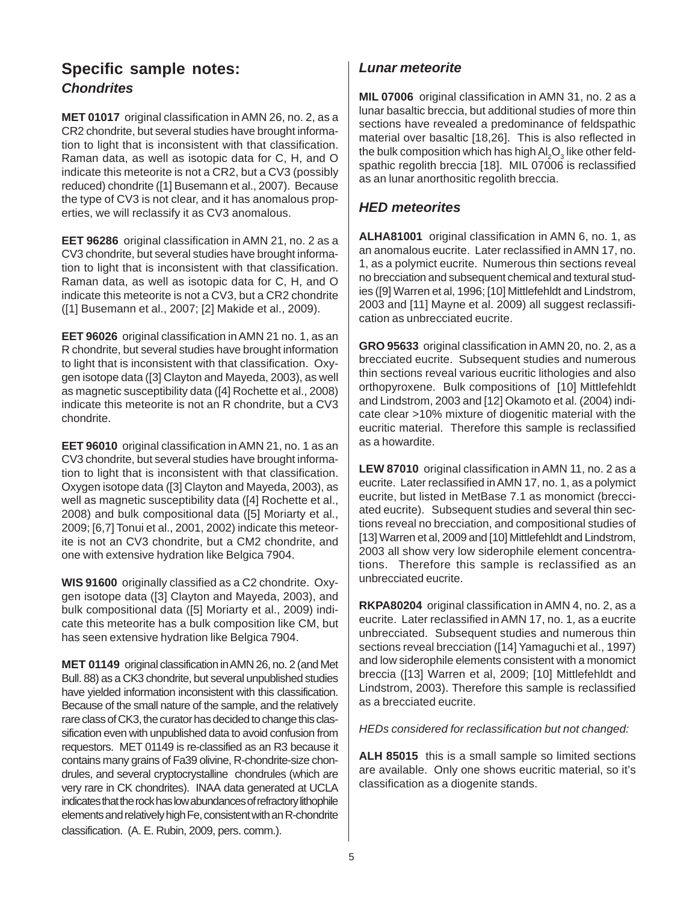## Specific sample notes:

### Chondrites

**MET 01017** original classification in AMN 26, no. 2, as a CR2 chondrite, but several studies have brought information to light that is inconsistent with that classification. Raman data, as well as isotopic data for C, H, and O indicate this meteorite is not a CR2, but a CV3 (possibly reduced) chondrite ([1] Busemann et al., 2007). Because the type of CV3 is not clear, and it has anomalous properties, we will reclassify it as CV3 anomalous.

**EET 96286** original classification in AMN 21, no. 2 as a CV3 chondrite, but several studies have brought information to light that is inconsistent with that classification. Raman data, as well as isotopic data for C, H, and O indicate this meteorite is not a CV3, but a CR2 chondrite ([1] Busemann et al., 2007; [2] Makide et al., 2009).

**EET 96026** original classification in AMN 21 no. 1, as an R chondrite, but several studies have brought information to light that is inconsistent with that classification. Oxygen isotope data ([3] Clayton and Mayeda, 2003), as well as magnetic susceptibility data ([4] Rochette et al., 2008) indicate this meteorite is not an R chondrite, but a CV3 chondrite.

**EET 96010** original classification in AMN 21, no. 1 as an CV3 chondrite, but several studies have brought information to light that is inconsistent with that classification. Oxygen isotope data ([3] Clayton and Mayeda, 2003), as well as magnetic susceptibility data ([4] Rochette et al., 2008) and bulk compositional data ([5] Moriarty et al., 2009; [6,7] Tonui et al., 2001, 2002) indicate this meteorite is not an CV3 chondrite, but a CM2 chondrite, and one with extensive hydration like Belgica 7904.

**WIS 91600** originally classified as a C2 chondrite. Oxygen isotope data ([3] Clayton and Mayeda, 2003), and bulk compositional data ([5] Moriarty et al., 2009) indicate this meteorite has a bulk composition like CM, but has seen extensive hydration like Belgica 7904.

**MET 01149** original classification in AMN 26, no. 2 (and Met Bull. 88) as a CK3 chondrite, but several unpublished studies have yielded information inconsistent with this classification. Because of the small nature of the sample, and the relatively rare class of CK3, the curator has decided to change this classification even with unpublished data to avoid confusion from requestors. MET 01149 is re-classified as an R3 because it contains many grains of Fa39 olivine, R-chondrite-size chondrules, and several cryptocrystalline chondrules (which are very rare in CK chondrites). INAA data generated at UCLA indicates that the rock has low abundances of refractory lithophile elements and relatively high Fe, consistent with an R-chondrite classification. (A. E. Rubin, 2009, pers. comm.).

### Lunar meteorite

**MIL 07006** original classification in AMN 31, no. 2 as a lunar basaltic breccia, but additional studies of more thin sections have revealed a predominance of feldspathic material over basaltic [18,26]. This is also reflected in the bulk composition which has high $Al_2O_3$ like other feldspathic regolith breccia [18]. MIL 07006 is reclassified as an lunar anorthositic regolith breccia.

### HED meteorites

**ALHA81001** original classification in AMN 6, no. 1, as an anomalous eucrite. Later reclassified in AMN 17, no. 1, as a polymict eucrite. Numerous thin sections reveal no brecciation and subsequent chemical and textural studies ([9] Warren et al, 1996; [10] Mittlefehldt and Lindstrom, 2003 and [11] Mayne et al. 2009) all suggest reclassification as unbrecciated eucrite.

**GRO 95633** original classification in AMN 20, no. 2, as a brecciated eucrite. Subsequent studies and numerous thin sections reveal various eucritic lithologies and also orthopyroxene. Bulk compositions of [10] Mittlefehldt and Lindstrom, 2003 and [12] Okamoto et al. (2004) indicate clear >10% mixture of diogenitic material with the eucritic material. Therefore this sample is reclassified as a howardite.

**LEW 87010** original classification in AMN 11, no. 2 as a eucrite. Later reclassified in AMN 17, no. 1, as a polymict eucrite, but listed in MetBase 7.1 as monomict (brecciated eucrite). Subsequent studies and several thin sections reveal no brecciation, and compositional studies of [13] Warren et al, 2009 and [10] Mittlefehldt and Lindstrom, 2003 all show very low siderophile element concentrations. Therefore this sample is reclassified as an unbrecciated eucrite.

**RKPA80204** original classification in AMN 4, no. 2, as a eucrite. Later reclassified in AMN 17, no. 1, as a eucrite unbrecciated. Subsequent studies and numerous thin sections reveal brecciation ([14] Yamaguchi et al., 1997) and low siderophile elements consistent with a monomict breccia ([13] Warren et al, 2009; [10] Mittlefehldt and Lindstrom, 2003). Therefore this sample is reclassified as a brecciated eucrite.

*HEDs considered for reclassification but not changed:*

**ALH 85015** this is a small sample so limited sections are available. Only one shows eucritic material, so it's classification as a diogenite stands.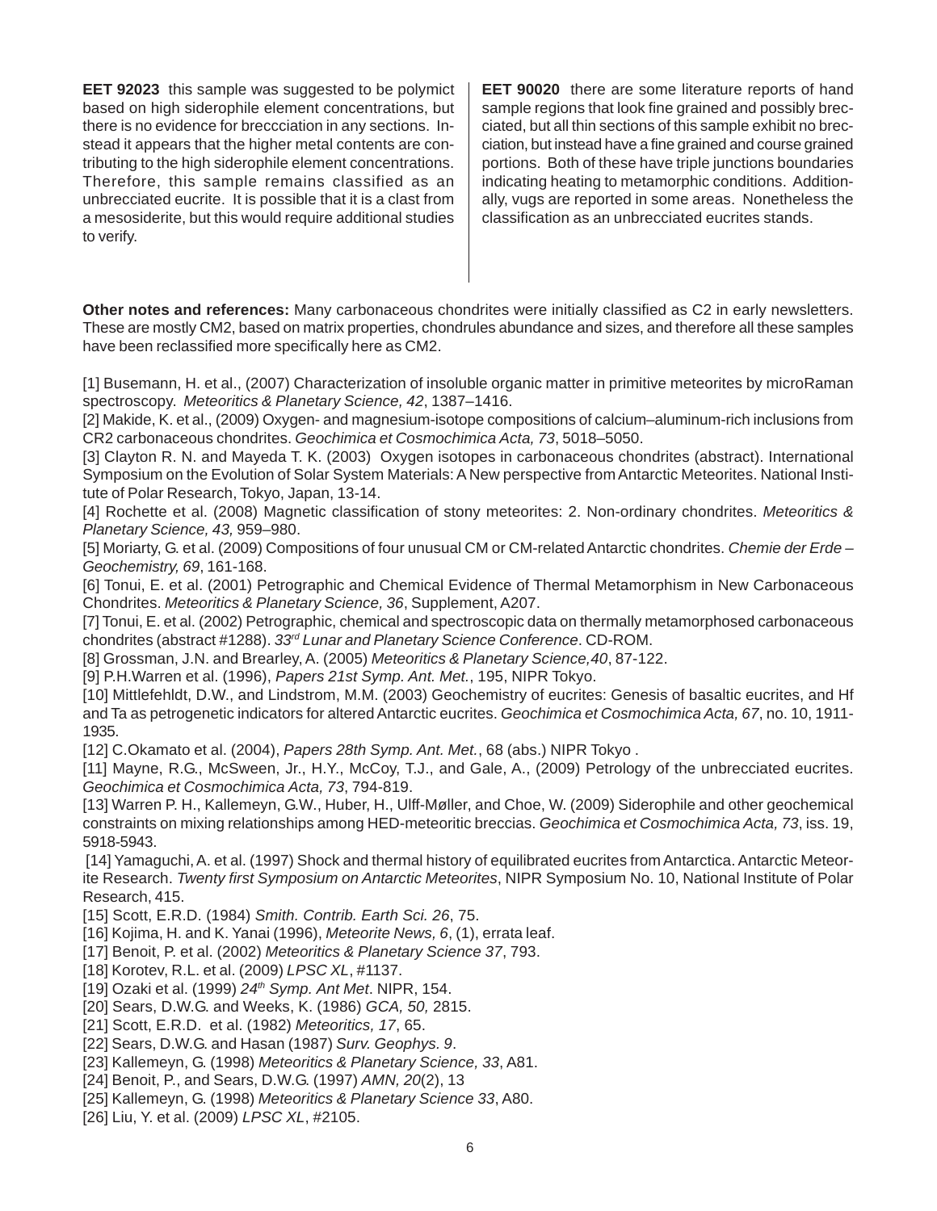**EET 92023** this sample was suggested to be polymict based on high siderophile element concentrations, but there is no evidence for breccciation in any sections. Instead it appears that the higher metal contents are contributing to the high siderophile element concentrations. Therefore, this sample remains classified as an unbrecciated eucrite. It is possible that it is a clast from a mesosiderite, but this would require additional studies to verify.

**EET 90020** there are some literature reports of hand sample regions that look fine grained and possibly brecciated, but all thin sections of this sample exhibit no brecciation, but instead have a fine grained and course grained portions. Both of these have triple junctions boundaries indicating heating to metamorphic conditions. Additionally, vugs are reported in some areas. Nonetheless the classification as an unbrecciated eucrites stands.

**Other notes and references:** Many carbonaceous chondrites were initially classified as C2 in early newsletters. These are mostly CM2, based on matrix properties, chondrules abundance and sizes, and therefore all these samples have been reclassified more specifically here as CM2.

[1] Busemann, H. et al., (2007) Characterization of insoluble organic matter in primitive meteorites by microRaman spectroscopy. *Meteoritics & Planetary Science, 42*, 1387–1416.

[2] Makide, K. et al., (2009) Oxygen- and magnesium-isotope compositions of calcium–aluminum-rich inclusions from CR2 carbonaceous chondrites. *Geochimica et Cosmochimica Acta, 73*, 5018–5050.

[3] Clayton R. N. and Mayeda T. K. (2003) Oxygen isotopes in carbonaceous chondrites (abstract). International Symposium on the Evolution of Solar System Materials: A New perspective from Antarctic Meteorites. National Institute of Polar Research, Tokyo, Japan, 13-14.

[4] Rochette et al. (2008) Magnetic classification of stony meteorites: 2. Non-ordinary chondrites. *Meteoritics & Planetary Science, 43,* 959–980.

[5] Moriarty, G. et al. (2009) Compositions of four unusual CM or CM-related Antarctic chondrites. *Chemie der Erde – Geochemistry, 69*, 161-168.

[6] Tonui, E. et al. (2001) Petrographic and Chemical Evidence of Thermal Metamorphism in New Carbonaceous Chondrites. *Meteoritics & Planetary Science, 36*, Supplement, A207.

[7] Tonui, E. et al. (2002) Petrographic, chemical and spectroscopic data on thermally metamorphosed carbonaceous chondrites (abstract #1288). *33rd Lunar and Planetary Science Conference*. CD-ROM.

[8] Grossman, J.N. and Brearley, A. (2005) *Meteoritics & Planetary Science,40*, 87-122.

[9] P.H.Warren et al. (1996), *Papers 21st Symp. Ant. Met.*, 195, NIPR Tokyo.

[10] Mittlefehldt, D.W., and Lindstrom, M.M. (2003) Geochemistry of eucrites: Genesis of basaltic eucrites, and Hf and Ta as petrogenetic indicators for altered Antarctic eucrites. *Geochimica et Cosmochimica Acta, 67*, no. 10, 1911-1935.

[12] C.Okamato et al. (2004), *Papers 28th Symp. Ant. Met.*, 68 (abs.) NIPR Tokyo .

[11] Mayne, R.G., McSween, Jr., H.Y., McCoy, T.J., and Gale, A., (2009) Petrology of the unbrecciated eucrites. *Geochimica et Cosmochimica Acta, 73*, 794-819.

[13] Warren P. H., Kallemeyn, G.W., Huber, H., Ulff-Møller, and Choe, W. (2009) Siderophile and other geochemical constraints on mixing relationships among HED-meteoritic breccias. *Geochimica et Cosmochimica Acta, 73*, iss. 19, 5918-5943.

[14] Yamaguchi, A. et al. (1997) Shock and thermal history of equilibrated eucrites from Antarctica. Antarctic Meteorite Research. *Twenty first Symposium on Antarctic Meteorites*, NIPR Symposium No. 10, National Institute of Polar Research, 415.

[15] Scott, E.R.D. (1984) *Smith. Contrib. Earth Sci. 26*, 75.

[16] Kojima, H. and K. Yanai (1996), *Meteorite News, 6*, (1), errata leaf.

[17] Benoit, P. et al. (2002) *Meteoritics & Planetary Science 37*, 793.

[18] Korotev, R.L. et al. (2009) *LPSC XL*, #1137.

[19] Ozaki et al. (1999) *24th Symp. Ant Met*. NIPR, 154.

[20] Sears, D.W.G. and Weeks, K. (1986) *GCA, 50,* 2815.

[21] Scott, E.R.D. et al. (1982) *Meteoritics, 17*, 65.

[22] Sears, D.W.G. and Hasan (1987) *Surv. Geophys. 9*.

[23] Kallemeyn, G. (1998) *Meteoritics & Planetary Science, 33*, A81.

[24] Benoit, P., and Sears, D.W.G. (1997) *AMN, 20*(2), 13

[25] Kallemeyn, G. (1998) *Meteoritics & Planetary Science 33*, A80.

[26] Liu, Y. et al. (2009) *LPSC XL*, #2105.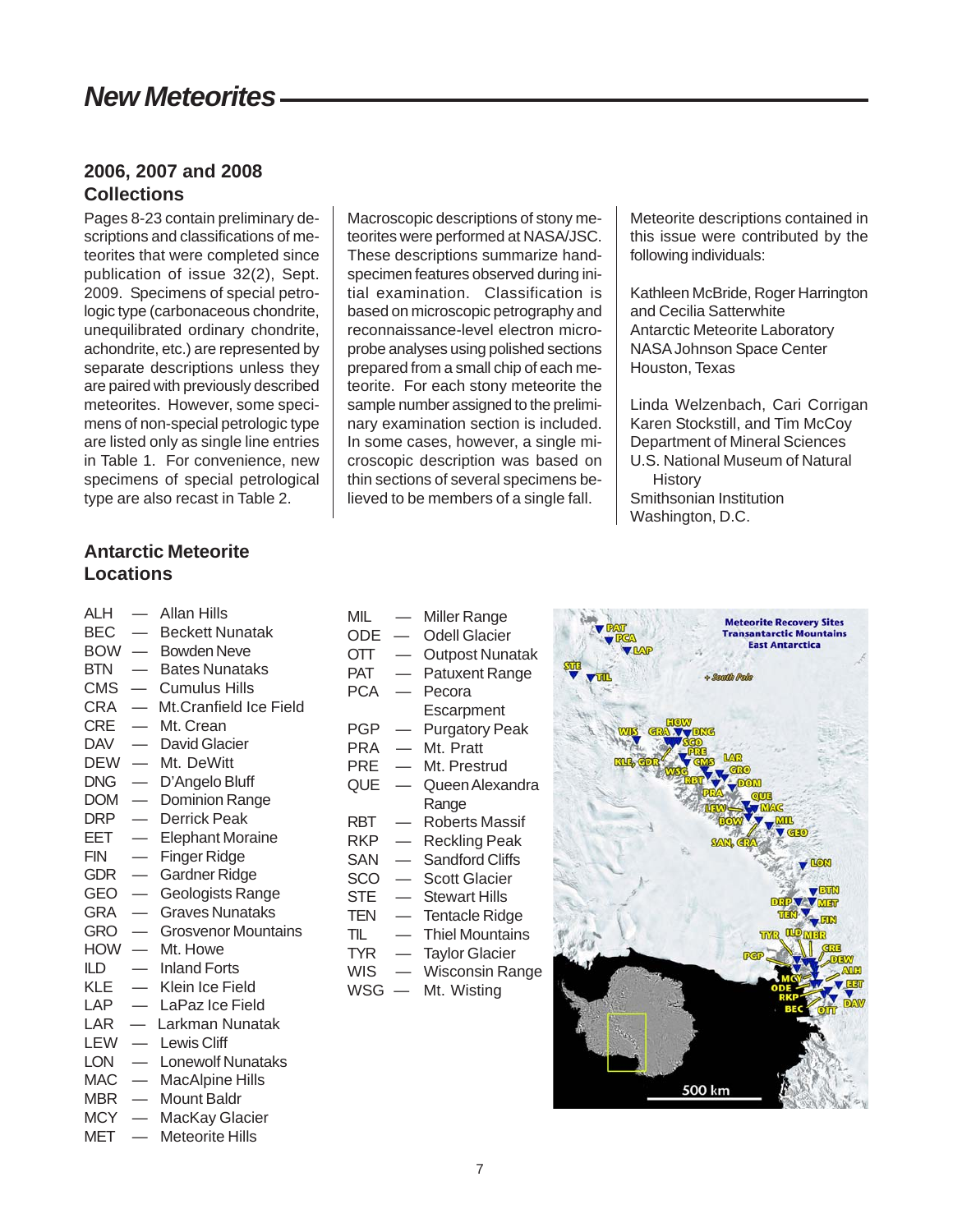# New Meteorites

## 2006, 2007 and 2008 Collections

Pages 8-23 contain preliminary descriptions and classifications of meteorites that were completed since publication of issue 32(2), Sept. 2009. Specimens of special petrologic type (carbonaceous chondrite, unequilibrated ordinary chondrite, achondrite, etc.) are represented by separate descriptions unless they are paired with previously described meteorites. However, some specimens of non-special petrologic type are listed only as single line entries in Table 1. For convenience, new specimens of special petrological type are also recast in Table 2.

Macroscopic descriptions of stony meteorites were performed at NASA/JSC. These descriptions summarize hand-specimen features observed during initial examination. Classification is based on microscopic petrography and reconnaissance-level electron microprobe analyses using polished sections prepared from a small chip of each meteorite. For each stony meteorite the sample number assigned to the preliminary examination section is included. In some cases, however, a single microscopic description was based on thin sections of several specimens believed to be members of a single fall.

Meteorite descriptions contained in this issue were contributed by the following individuals:

Kathleen McBride, Roger Harrington and Cecilia Satterwhite
Antarctic Meteorite Laboratory
NASA Johnson Space Center
Houston, Texas

Linda Welzenbach, Cari Corrigan
Karen Stockstill, and Tim McCoy
Department of Mineral Sciences
U.S. National Museum of Natural History
Smithsonian Institution
Washington, D.C.

## Antarctic Meteorite Locations

ALH — Allan Hills
BEC — Beckett Nunatak
BOW — Bowden Neve
BTN — Bates Nunataks
CMS — Cumulus Hills
CRA — Mt.Cranfield Ice Field
CRE — Mt. Crean
DAV — David Glacier
DEW — Mt. DeWitt
DNG — D'Angelo Bluff
DOM — Dominion Range
DRP — Derrick Peak
EET — Elephant Moraine
FIN — Finger Ridge
GDR — Gardner Ridge
GEO — Geologists Range
GRA — Graves Nunataks
GRO — Grosvenor Mountains
HOW — Mt. Howe
ILD — Inland Forts
KLE — Klein Ice Field
LAP — LaPaz Ice Field
LAR — Larkman Nunatak
LEW — Lewis Cliff
LON — Lonewolf Nunataks
MAC — MacAlpine Hills
MBR — Mount Baldr
MCY — MacKay Glacier
MET — Meteorite Hills
MIL — Miller Range
ODE — Odell Glacier
OTT — Outpost Nunatak
PAT — Patuxent Range
PCA — Pecora Escarpment
PGP — Purgatory Peak
PRA — Mt. Pratt
PRE — Mt. Prestrud
QUE — Queen Alexandra Range
RBT — Roberts Massif
RKP — Reckling Peak
SAN — Sandford Cliffs
SCO — Scott Glacier
STE — Stewart Hills
TEN — Tentacle Ridge
TIL — Thiel Mountains
TYR — Taylor Glacier
WIS — Wisconsin Range
WSG — Mt. Wisting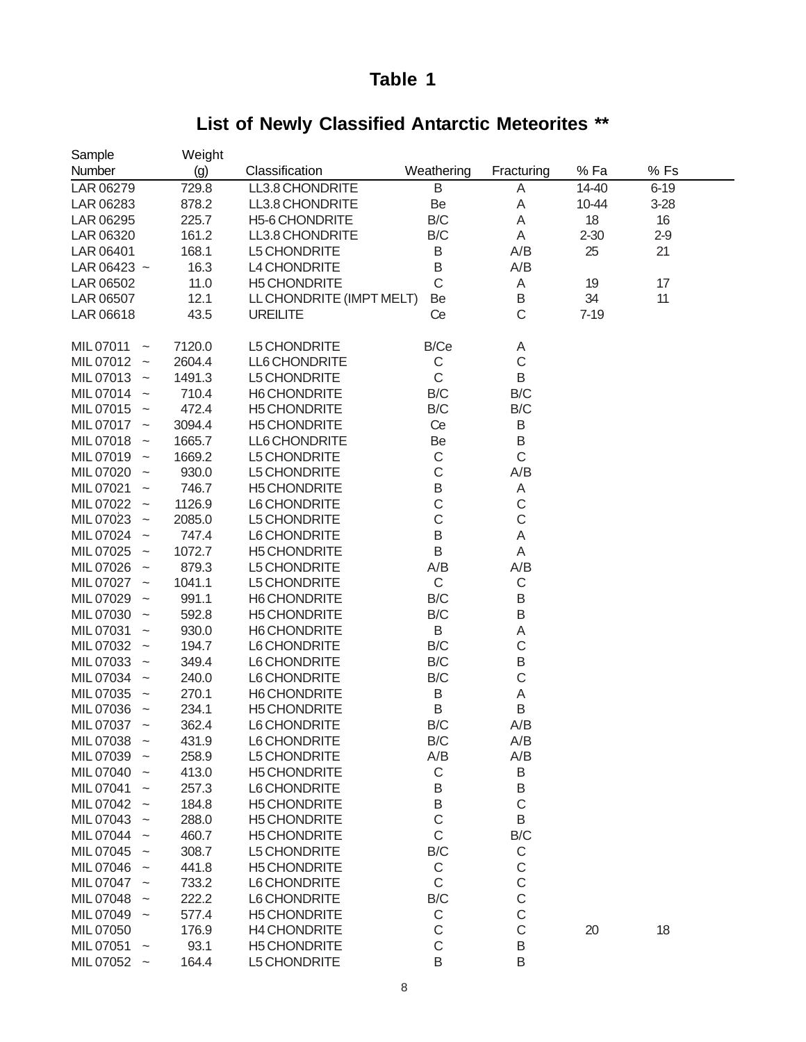# Table 1

## List of Newly Classified Antarctic Meteorites **

| Sample Number | Weight (g) | Classification | Weathering | Fracturing | % Fa | % Fs |
|---|---|---|---|---|---|---|
| LAR 06279 | 729.8 | LL3.8 CHONDRITE | B | A | 14-40 | 6-19 |
| LAR 06283 | 878.2 | LL3.8 CHONDRITE | Be | A | 10-44 | 3-28 |
| LAR 06295 | 225.7 | H5-6 CHONDRITE | B/C | A | 18 | 16 |
| LAR 06320 | 161.2 | LL3.8 CHONDRITE | B/C | A | 2-30 | 2-9 |
| LAR 06401 | 168.1 | L5 CHONDRITE | B | A/B | 25 | 21 |
| LAR 06423 ~ | 16.3 | L4 CHONDRITE | B | A/B | | |
| LAR 06502 | 11.0 | H5 CHONDRITE | C | A | 19 | 17 |
| LAR 06507 | 12.1 | LL CHONDRITE (IMPT MELT) | Be | B | 34 | 11 |
| LAR 06618 | 43.5 | UREILITE | Ce | C | 7-19 | |
| | | | | | | |
| MIL 07011 ~ | 7120.0 | L5 CHONDRITE | B/Ce | A | | |
| MIL 07012 ~ | 2604.4 | LL6 CHONDRITE | C | C | | |
| MIL 07013 ~ | 1491.3 | L5 CHONDRITE | C | B | | |
| MIL 07014 ~ | 710.4 | H6 CHONDRITE | B/C | B/C | | |
| MIL 07015 ~ | 472.4 | H5 CHONDRITE | B/C | B/C | | |
| MIL 07017 ~ | 3094.4 | H5 CHONDRITE | Ce | B | | |
| MIL 07018 ~ | 1665.7 | LL6 CHONDRITE | Be | B | | |
| MIL 07019 ~ | 1669.2 | L5 CHONDRITE | C | C | | |
| MIL 07020 ~ | 930.0 | L5 CHONDRITE | C | A/B | | |
| MIL 07021 ~ | 746.7 | H5 CHONDRITE | B | A | | |
| MIL 07022 ~ | 1126.9 | L6 CHONDRITE | C | C | | |
| MIL 07023 ~ | 2085.0 | L5 CHONDRITE | C | C | | |
| MIL 07024 ~ | 747.4 | L6 CHONDRITE | B | A | | |
| MIL 07025 ~ | 1072.7 | H5 CHONDRITE | B | A | | |
| MIL 07026 ~ | 879.3 | L5 CHONDRITE | A/B | A/B | | |
| MIL 07027 ~ | 1041.1 | L5 CHONDRITE | C | C | | |
| MIL 07029 ~ | 991.1 | H6 CHONDRITE | B/C | B | | |
| MIL 07030 ~ | 592.8 | H5 CHONDRITE | B/C | B | | |
| MIL 07031 ~ | 930.0 | H6 CHONDRITE | B | A | | |
| MIL 07032 ~ | 194.7 | L6 CHONDRITE | B/C | C | | |
| MIL 07033 ~ | 349.4 | L6 CHONDRITE | B/C | B | | |
| MIL 07034 ~ | 240.0 | L6 CHONDRITE | B/C | C | | |
| MIL 07035 ~ | 270.1 | H6 CHONDRITE | B | A | | |
| MIL 07036 ~ | 234.1 | H5 CHONDRITE | B | B | | |
| MIL 07037 ~ | 362.4 | L6 CHONDRITE | B/C | A/B | | |
| MIL 07038 ~ | 431.9 | L6 CHONDRITE | B/C | A/B | | |
| MIL 07039 ~ | 258.9 | L5 CHONDRITE | A/B | A/B | | |
| MIL 07040 ~ | 413.0 | H5 CHONDRITE | C | B | | |
| MIL 07041 ~ | 257.3 | L6 CHONDRITE | B | B | | |
| MIL 07042 ~ | 184.8 | H5 CHONDRITE | B | C | | |
| MIL 07043 ~ | 288.0 | H5 CHONDRITE | C | B | | |
| MIL 07044 ~ | 460.7 | H5 CHONDRITE | C | B/C | | |
| MIL 07045 ~ | 308.7 | L5 CHONDRITE | B/C | C | | |
| MIL 07046 ~ | 441.8 | H5 CHONDRITE | C | C | | |
| MIL 07047 ~ | 733.2 | L6 CHONDRITE | C | C | | |
| MIL 07048 ~ | 222.2 | L6 CHONDRITE | B/C | C | | |
| MIL 07049 ~ | 577.4 | H5 CHONDRITE | C | C | | |
| MIL 07050 | 176.9 | H4 CHONDRITE | C | C | 20 | 18 |
| MIL 07051 ~ | 93.1 | H5 CHONDRITE | C | B | | |
| MIL 07052 ~ | 164.4 | L5 CHONDRITE | B | B | | |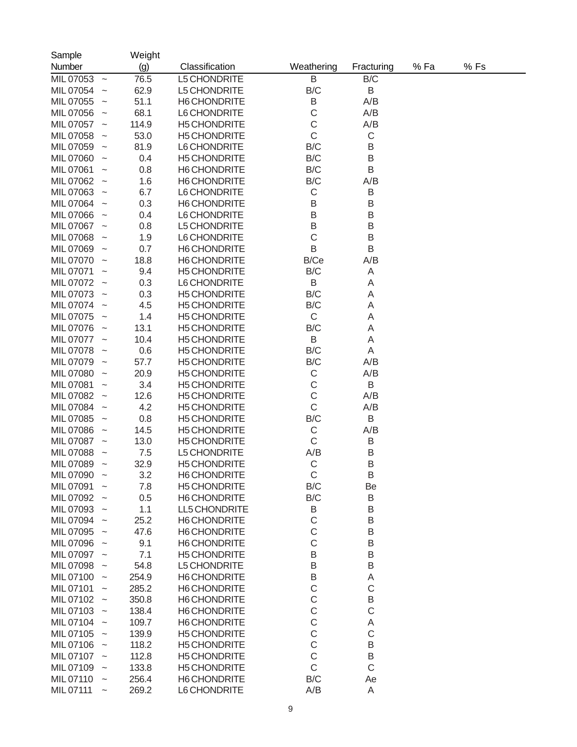| Sample Number | | Weight (g) | Classification | Weathering | Fracturing | % Fa | % Fs |
|---|---|---|---|---|---|---|---|
| MIL 07053 | ~ | 76.5 | L5 CHONDRITE | B | B/C | | |
| MIL 07054 | ~ | 62.9 | L5 CHONDRITE | B/C | B | | |
| MIL 07055 | ~ | 51.1 | H6 CHONDRITE | B | A/B | | |
| MIL 07056 | ~ | 68.1 | L6 CHONDRITE | C | A/B | | |
| MIL 07057 | ~ | 114.9 | H5 CHONDRITE | C | A/B | | |
| MIL 07058 | ~ | 53.0 | H5 CHONDRITE | C | C | | |
| MIL 07059 | ~ | 81.9 | L6 CHONDRITE | B/C | B | | |
| MIL 07060 | ~ | 0.4 | H5 CHONDRITE | B/C | B | | |
| MIL 07061 | ~ | 0.8 | H6 CHONDRITE | B/C | B | | |
| MIL 07062 | ~ | 1.6 | H6 CHONDRITE | B/C | A/B | | |
| MIL 07063 | ~ | 6.7 | L6 CHONDRITE | C | B | | |
| MIL 07064 | ~ | 0.3 | H6 CHONDRITE | B | B | | |
| MIL 07066 | ~ | 0.4 | L6 CHONDRITE | B | B | | |
| MIL 07067 | ~ | 0.8 | L5 CHONDRITE | B | B | | |
| MIL 07068 | ~ | 1.9 | L6 CHONDRITE | C | B | | |
| MIL 07069 | ~ | 0.7 | H6 CHONDRITE | B | B | | |
| MIL 07070 | ~ | 18.8 | H6 CHONDRITE | B/Ce | A/B | | |
| MIL 07071 | ~ | 9.4 | H5 CHONDRITE | B/C | A | | |
| MIL 07072 | ~ | 0.3 | L6 CHONDRITE | B | A | | |
| MIL 07073 | ~ | 0.3 | H5 CHONDRITE | B/C | A | | |
| MIL 07074 | ~ | 4.5 | H5 CHONDRITE | B/C | A | | |
| MIL 07075 | ~ | 1.4 | H5 CHONDRITE | C | A | | |
| MIL 07076 | ~ | 13.1 | H5 CHONDRITE | B/C | A | | |
| MIL 07077 | ~ | 10.4 | H5 CHONDRITE | B | A | | |
| MIL 07078 | ~ | 0.6 | H5 CHONDRITE | B/C | A | | |
| MIL 07079 | ~ | 57.7 | H5 CHONDRITE | B/C | A/B | | |
| MIL 07080 | ~ | 20.9 | H5 CHONDRITE | C | A/B | | |
| MIL 07081 | ~ | 3.4 | H5 CHONDRITE | C | B | | |
| MIL 07082 | ~ | 12.6 | H5 CHONDRITE | C | A/B | | |
| MIL 07084 | ~ | 4.2 | H5 CHONDRITE | C | A/B | | |
| MIL 07085 | ~ | 0.8 | H5 CHONDRITE | B/C | B | | |
| MIL 07086 | ~ | 14.5 | H5 CHONDRITE | C | A/B | | |
| MIL 07087 | ~ | 13.0 | H5 CHONDRITE | C | B | | |
| MIL 07088 | ~ | 7.5 | L5 CHONDRITE | A/B | B | | |
| MIL 07089 | ~ | 32.9 | H5 CHONDRITE | C | B | | |
| MIL 07090 | ~ | 3.2 | H6 CHONDRITE | C | B | | |
| MIL 07091 | ~ | 7.8 | H5 CHONDRITE | B/C | Be | | |
| MIL 07092 | ~ | 0.5 | H6 CHONDRITE | B/C | B | | |
| MIL 07093 | ~ | 1.1 | LL5 CHONDRITE | B | B | | |
| MIL 07094 | ~ | 25.2 | H6 CHONDRITE | C | B | | |
| MIL 07095 | ~ | 47.6 | H6 CHONDRITE | C | B | | |
| MIL 07096 | ~ | 9.1 | H6 CHONDRITE | C | B | | |
| MIL 07097 | ~ | 7.1 | H5 CHONDRITE | B | B | | |
| MIL 07098 | ~ | 54.8 | L5 CHONDRITE | B | B | | |
| MIL 07100 | ~ | 254.9 | H6 CHONDRITE | B | A | | |
| MIL 07101 | ~ | 285.2 | H6 CHONDRITE | C | C | | |
| MIL 07102 | ~ | 350.8 | H6 CHONDRITE | C | B | | |
| MIL 07103 | ~ | 138.4 | H6 CHONDRITE | C | C | | |
| MIL 07104 | ~ | 109.7 | H6 CHONDRITE | C | A | | |
| MIL 07105 | ~ | 139.9 | H5 CHONDRITE | C | C | | |
| MIL 07106 | ~ | 118.2 | H5 CHONDRITE | C | B | | |
| MIL 07107 | ~ | 112.8 | H5 CHONDRITE | C | B | | |
| MIL 07109 | ~ | 133.8 | H5 CHONDRITE | C | C | | |
| MIL 07110 | ~ | 256.4 | H6 CHONDRITE | B/C | Ae | | |
| MIL 07111 | ~ | 269.2 | L6 CHONDRITE | A/B | A | | |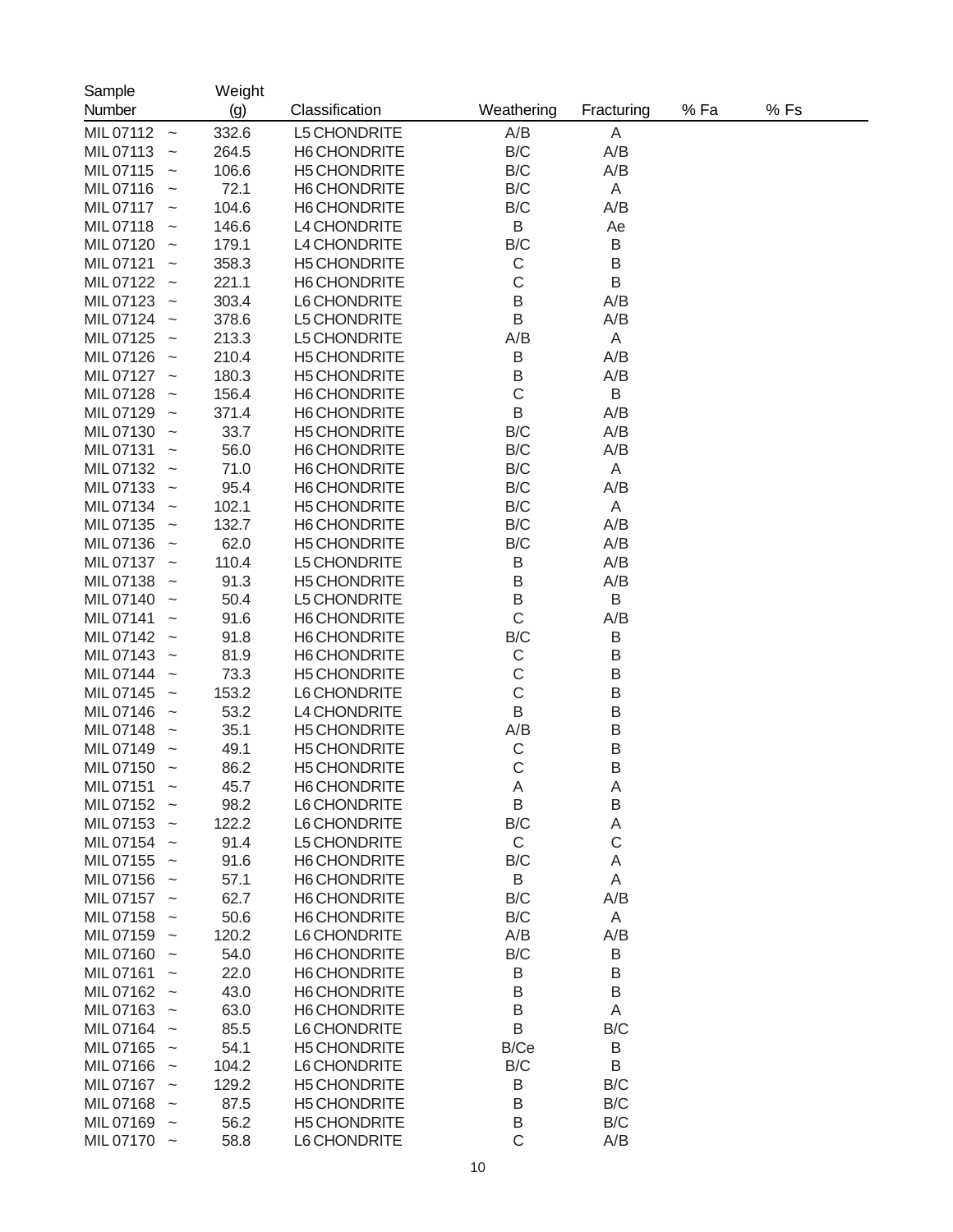| Sample Number | | Weight (g) | Classification | Weathering | Fracturing | % Fa | % Fs |
|---|---|---|---|---|---|---|---|
| MIL 07112 | ~ | 332.6 | L5 CHONDRITE | A/B | A | | |
| MIL 07113 | ~ | 264.5 | H6 CHONDRITE | B/C | A/B | | |
| MIL 07115 | ~ | 106.6 | H5 CHONDRITE | B/C | A/B | | |
| MIL 07116 | ~ | 72.1 | H6 CHONDRITE | B/C | A | | |
| MIL 07117 | ~ | 104.6 | H6 CHONDRITE | B/C | A/B | | |
| MIL 07118 | ~ | 146.6 | L4 CHONDRITE | B | Ae | | |
| MIL 07120 | ~ | 179.1 | L4 CHONDRITE | B/C | B | | |
| MIL 07121 | ~ | 358.3 | H5 CHONDRITE | C | B | | |
| MIL 07122 | ~ | 221.1 | H6 CHONDRITE | C | B | | |
| MIL 07123 | ~ | 303.4 | L6 CHONDRITE | B | A/B | | |
| MIL 07124 | ~ | 378.6 | L5 CHONDRITE | B | A/B | | |
| MIL 07125 | ~ | 213.3 | L5 CHONDRITE | A/B | A | | |
| MIL 07126 | ~ | 210.4 | H5 CHONDRITE | B | A/B | | |
| MIL 07127 | ~ | 180.3 | H5 CHONDRITE | B | A/B | | |
| MIL 07128 | ~ | 156.4 | H6 CHONDRITE | C | B | | |
| MIL 07129 | ~ | 371.4 | H6 CHONDRITE | B | A/B | | |
| MIL 07130 | ~ | 33.7 | H5 CHONDRITE | B/C | A/B | | |
| MIL 07131 | ~ | 56.0 | H6 CHONDRITE | B/C | A/B | | |
| MIL 07132 | ~ | 71.0 | H6 CHONDRITE | B/C | A | | |
| MIL 07133 | ~ | 95.4 | H6 CHONDRITE | B/C | A/B | | |
| MIL 07134 | ~ | 102.1 | H5 CHONDRITE | B/C | A | | |
| MIL 07135 | ~ | 132.7 | H6 CHONDRITE | B/C | A/B | | |
| MIL 07136 | ~ | 62.0 | H5 CHONDRITE | B/C | A/B | | |
| MIL 07137 | ~ | 110.4 | L5 CHONDRITE | B | A/B | | |
| MIL 07138 | ~ | 91.3 | H5 CHONDRITE | B | A/B | | |
| MIL 07140 | ~ | 50.4 | L5 CHONDRITE | B | B | | |
| MIL 07141 | ~ | 91.6 | H6 CHONDRITE | C | A/B | | |
| MIL 07142 | ~ | 91.8 | H6 CHONDRITE | B/C | B | | |
| MIL 07143 | ~ | 81.9 | H6 CHONDRITE | C | B | | |
| MIL 07144 | ~ | 73.3 | H5 CHONDRITE | C | B | | |
| MIL 07145 | ~ | 153.2 | L6 CHONDRITE | C | B | | |
| MIL 07146 | ~ | 53.2 | L4 CHONDRITE | B | B | | |
| MIL 07148 | ~ | 35.1 | H5 CHONDRITE | A/B | B | | |
| MIL 07149 | ~ | 49.1 | H5 CHONDRITE | C | B | | |
| MIL 07150 | ~ | 86.2 | H5 CHONDRITE | C | B | | |
| MIL 07151 | ~ | 45.7 | H6 CHONDRITE | A | A | | |
| MIL 07152 | ~ | 98.2 | L6 CHONDRITE | B | B | | |
| MIL 07153 | ~ | 122.2 | L6 CHONDRITE | B/C | A | | |
| MIL 07154 | ~ | 91.4 | L5 CHONDRITE | C | C | | |
| MIL 07155 | ~ | 91.6 | H6 CHONDRITE | B/C | A | | |
| MIL 07156 | ~ | 57.1 | H6 CHONDRITE | B | A | | |
| MIL 07157 | ~ | 62.7 | H6 CHONDRITE | B/C | A/B | | |
| MIL 07158 | ~ | 50.6 | H6 CHONDRITE | B/C | A | | |
| MIL 07159 | ~ | 120.2 | L6 CHONDRITE | A/B | A/B | | |
| MIL 07160 | ~ | 54.0 | H6 CHONDRITE | B/C | B | | |
| MIL 07161 | ~ | 22.0 | H6 CHONDRITE | B | B | | |
| MIL 07162 | ~ | 43.0 | H6 CHONDRITE | B | B | | |
| MIL 07163 | ~ | 63.0 | H6 CHONDRITE | B | A | | |
| MIL 07164 | ~ | 85.5 | L6 CHONDRITE | B | B/C | | |
| MIL 07165 | ~ | 54.1 | H5 CHONDRITE | B/Ce | B | | |
| MIL 07166 | ~ | 104.2 | L6 CHONDRITE | B/C | B | | |
| MIL 07167 | ~ | 129.2 | H5 CHONDRITE | B | B/C | | |
| MIL 07168 | ~ | 87.5 | H5 CHONDRITE | B | B/C | | |
| MIL 07169 | ~ | 56.2 | H5 CHONDRITE | B | B/C | | |
| MIL 07170 | ~ | 58.8 | L6 CHONDRITE | C | A/B | | |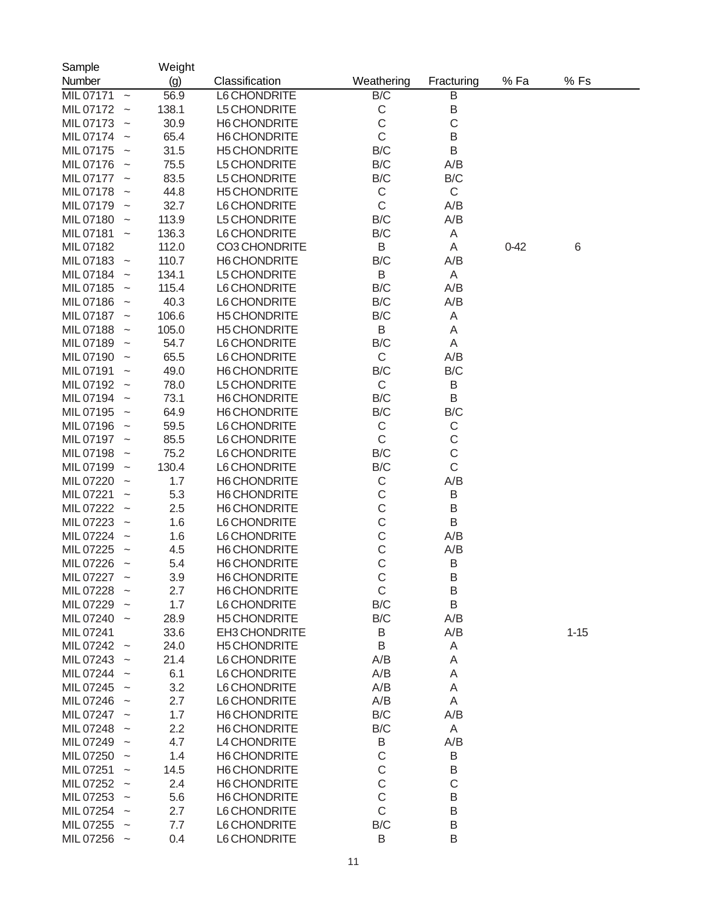| Sample Number | | Weight (g) | Classification | Weathering | Fracturing | % Fa | % Fs |
|---|---|---|---|---|---|---|---|
| MIL 07171 | ~ | 56.9 | L6 CHONDRITE | B/C | B | | |
| MIL 07172 | ~ | 138.1 | L5 CHONDRITE | C | B | | |
| MIL 07173 | ~ | 30.9 | H6 CHONDRITE | C | C | | |
| MIL 07174 | ~ | 65.4 | H6 CHONDRITE | C | B | | |
| MIL 07175 | ~ | 31.5 | H5 CHONDRITE | B/C | B | | |
| MIL 07176 | ~ | 75.5 | L5 CHONDRITE | B/C | A/B | | |
| MIL 07177 | ~ | 83.5 | L5 CHONDRITE | B/C | B/C | | |
| MIL 07178 | ~ | 44.8 | H5 CHONDRITE | C | C | | |
| MIL 07179 | ~ | 32.7 | L6 CHONDRITE | C | A/B | | |
| MIL 07180 | ~ | 113.9 | L5 CHONDRITE | B/C | A/B | | |
| MIL 07181 | ~ | 136.3 | L6 CHONDRITE | B/C | A | | |
| MIL 07182 | | 112.0 | CO3 CHONDRITE | B | A | 0-42 | 6 |
| MIL 07183 | ~ | 110.7 | H6 CHONDRITE | B/C | A/B | | |
| MIL 07184 | ~ | 134.1 | L5 CHONDRITE | B | A | | |
| MIL 07185 | ~ | 115.4 | L6 CHONDRITE | B/C | A/B | | |
| MIL 07186 | ~ | 40.3 | L6 CHONDRITE | B/C | A/B | | |
| MIL 07187 | ~ | 106.6 | H5 CHONDRITE | B/C | A | | |
| MIL 07188 | ~ | 105.0 | H5 CHONDRITE | B | A | | |
| MIL 07189 | ~ | 54.7 | L6 CHONDRITE | B/C | A | | |
| MIL 07190 | ~ | 65.5 | L6 CHONDRITE | C | A/B | | |
| MIL 07191 | ~ | 49.0 | H6 CHONDRITE | B/C | B/C | | |
| MIL 07192 | ~ | 78.0 | L5 CHONDRITE | C | B | | |
| MIL 07194 | ~ | 73.1 | H6 CHONDRITE | B/C | B | | |
| MIL 07195 | ~ | 64.9 | H6 CHONDRITE | B/C | B/C | | |
| MIL 07196 | ~ | 59.5 | L6 CHONDRITE | C | C | | |
| MIL 07197 | ~ | 85.5 | L6 CHONDRITE | C | C | | |
| MIL 07198 | ~ | 75.2 | L6 CHONDRITE | B/C | C | | |
| MIL 07199 | ~ | 130.4 | L6 CHONDRITE | B/C | C | | |
| MIL 07220 | ~ | 1.7 | H6 CHONDRITE | C | A/B | | |
| MIL 07221 | ~ | 5.3 | H6 CHONDRITE | C | B | | |
| MIL 07222 | ~ | 2.5 | H6 CHONDRITE | C | B | | |
| MIL 07223 | ~ | 1.6 | L6 CHONDRITE | C | B | | |
| MIL 07224 | ~ | 1.6 | L6 CHONDRITE | C | A/B | | |
| MIL 07225 | ~ | 4.5 | H6 CHONDRITE | C | A/B | | |
| MIL 07226 | ~ | 5.4 | H6 CHONDRITE | C | B | | |
| MIL 07227 | ~ | 3.9 | H6 CHONDRITE | C | B | | |
| MIL 07228 | ~ | 2.7 | H6 CHONDRITE | C | B | | |
| MIL 07229 | ~ | 1.7 | L6 CHONDRITE | B/C | B | | |
| MIL 07240 | ~ | 28.9 | H5 CHONDRITE | B/C | A/B | | |
| MIL 07241 | | 33.6 | EH3 CHONDRITE | B | A/B | | 1-15 |
| MIL 07242 | ~ | 24.0 | H5 CHONDRITE | B | A | | |
| MIL 07243 | ~ | 21.4 | L6 CHONDRITE | A/B | A | | |
| MIL 07244 | ~ | 6.1 | L6 CHONDRITE | A/B | A | | |
| MIL 07245 | ~ | 3.2 | L6 CHONDRITE | A/B | A | | |
| MIL 07246 | ~ | 2.7 | L6 CHONDRITE | A/B | A | | |
| MIL 07247 | ~ | 1.7 | H6 CHONDRITE | B/C | A/B | | |
| MIL 07248 | ~ | 2.2 | H6 CHONDRITE | B/C | A | | |
| MIL 07249 | ~ | 4.7 | L4 CHONDRITE | B | A/B | | |
| MIL 07250 | ~ | 1.4 | H6 CHONDRITE | C | B | | |
| MIL 07251 | ~ | 14.5 | H6 CHONDRITE | C | B | | |
| MIL 07252 | ~ | 2.4 | H6 CHONDRITE | C | C | | |
| MIL 07253 | ~ | 5.6 | H6 CHONDRITE | C | B | | |
| MIL 07254 | ~ | 2.7 | L6 CHONDRITE | C | B | | |
| MIL 07255 | ~ | 7.7 | L6 CHONDRITE | B/C | B | | |
| MIL 07256 | ~ | 0.4 | L6 CHONDRITE | B | B | | |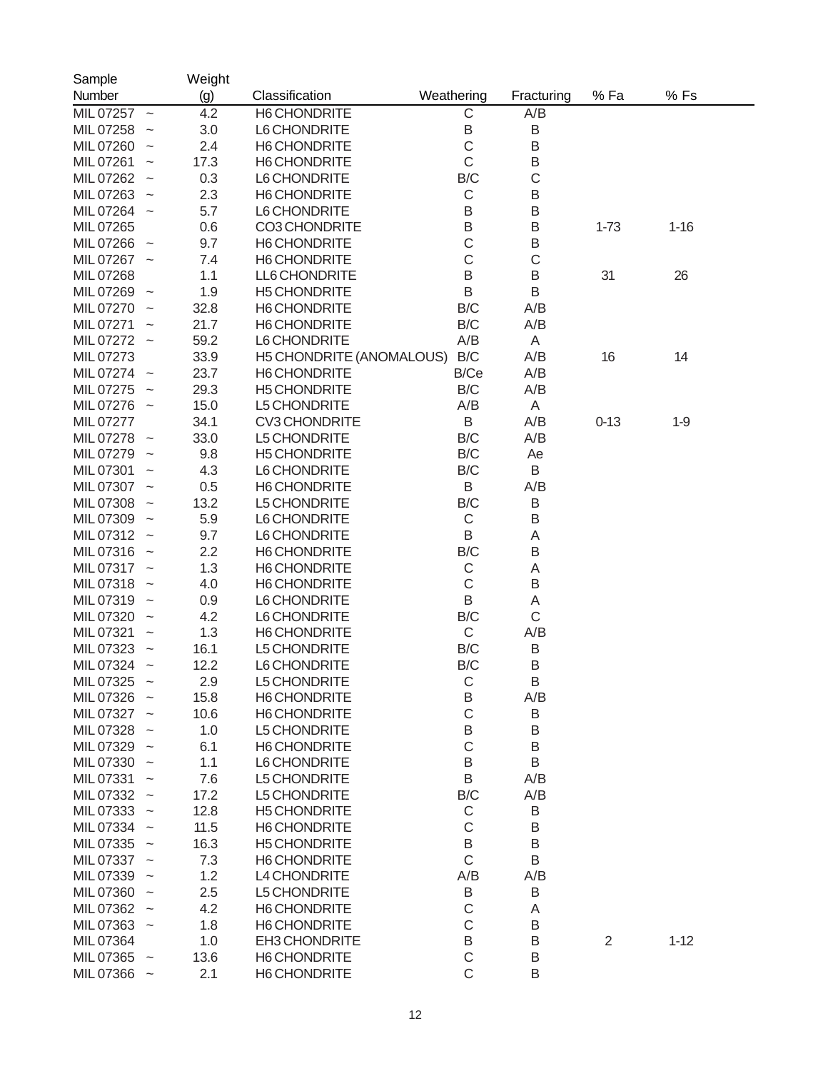| Sample Number | | Weight (g) | Classification | Weathering | Fracturing | % Fa | % Fs |
|---|---|---|---|---|---|---|---|
| MIL 07257 | ~ | 4.2 | H6 CHONDRITE | C | A/B | | |
| MIL 07258 | ~ | 3.0 | L6 CHONDRITE | B | B | | |
| MIL 07260 | ~ | 2.4 | H6 CHONDRITE | C | B | | |
| MIL 07261 | ~ | 17.3 | H6 CHONDRITE | C | B | | |
| MIL 07262 | ~ | 0.3 | L6 CHONDRITE | B/C | C | | |
| MIL 07263 | ~ | 2.3 | H6 CHONDRITE | C | B | | |
| MIL 07264 | ~ | 5.7 | L6 CHONDRITE | B | B | | |
| MIL 07265 | | 0.6 | CO3 CHONDRITE | B | B | 1-73 | 1-16 |
| MIL 07266 | ~ | 9.7 | H6 CHONDRITE | C | B | | |
| MIL 07267 | ~ | 7.4 | H6 CHONDRITE | C | C | | |
| MIL 07268 | | 1.1 | LL6 CHONDRITE | B | B | 31 | 26 |
| MIL 07269 | ~ | 1.9 | H5 CHONDRITE | B | B | | |
| MIL 07270 | ~ | 32.8 | H6 CHONDRITE | B/C | A/B | | |
| MIL 07271 | ~ | 21.7 | H6 CHONDRITE | B/C | A/B | | |
| MIL 07272 | ~ | 59.2 | L6 CHONDRITE | A/B | A | | |
| MIL 07273 | | 33.9 | H5 CHONDRITE (ANOMALOUS) | B/C | A/B | 16 | 14 |
| MIL 07274 | ~ | 23.7 | H6 CHONDRITE | B/Ce | A/B | | |
| MIL 07275 | ~ | 29.3 | H5 CHONDRITE | B/C | A/B | | |
| MIL 07276 | ~ | 15.0 | L5 CHONDRITE | A/B | A | | |
| MIL 07277 | | 34.1 | CV3 CHONDRITE | B | A/B | 0-13 | 1-9 |
| MIL 07278 | ~ | 33.0 | L5 CHONDRITE | B/C | A/B | | |
| MIL 07279 | ~ | 9.8 | H5 CHONDRITE | B/C | Ae | | |
| MIL 07301 | ~ | 4.3 | L6 CHONDRITE | B/C | B | | |
| MIL 07307 | ~ | 0.5 | H6 CHONDRITE | B | A/B | | |
| MIL 07308 | ~ | 13.2 | L5 CHONDRITE | B/C | B | | |
| MIL 07309 | ~ | 5.9 | L6 CHONDRITE | C | B | | |
| MIL 07312 | ~ | 9.7 | L6 CHONDRITE | B | A | | |
| MIL 07316 | ~ | 2.2 | H6 CHONDRITE | B/C | B | | |
| MIL 07317 | ~ | 1.3 | H6 CHONDRITE | C | A | | |
| MIL 07318 | ~ | 4.0 | H6 CHONDRITE | C | B | | |
| MIL 07319 | ~ | 0.9 | L6 CHONDRITE | B | A | | |
| MIL 07320 | ~ | 4.2 | L6 CHONDRITE | B/C | C | | |
| MIL 07321 | ~ | 1.3 | H6 CHONDRITE | C | A/B | | |
| MIL 07323 | ~ | 16.1 | L5 CHONDRITE | B/C | B | | |
| MIL 07324 | ~ | 12.2 | L6 CHONDRITE | B/C | B | | |
| MIL 07325 | ~ | 2.9 | L5 CHONDRITE | C | B | | |
| MIL 07326 | ~ | 15.8 | H6 CHONDRITE | B | A/B | | |
| MIL 07327 | ~ | 10.6 | H6 CHONDRITE | C | B | | |
| MIL 07328 | ~ | 1.0 | L5 CHONDRITE | B | B | | |
| MIL 07329 | ~ | 6.1 | H6 CHONDRITE | C | B | | |
| MIL 07330 | ~ | 1.1 | L6 CHONDRITE | B | B | | |
| MIL 07331 | ~ | 7.6 | L5 CHONDRITE | B | A/B | | |
| MIL 07332 | ~ | 17.2 | L5 CHONDRITE | B/C | A/B | | |
| MIL 07333 | ~ | 12.8 | H5 CHONDRITE | C | B | | |
| MIL 07334 | ~ | 11.5 | H6 CHONDRITE | C | B | | |
| MIL 07335 | ~ | 16.3 | H5 CHONDRITE | B | B | | |
| MIL 07337 | ~ | 7.3 | H6 CHONDRITE | C | B | | |
| MIL 07339 | ~ | 1.2 | L4 CHONDRITE | A/B | A/B | | |
| MIL 07360 | ~ | 2.5 | L5 CHONDRITE | B | B | | |
| MIL 07362 | ~ | 4.2 | H6 CHONDRITE | C | A | | |
| MIL 07363 | ~ | 1.8 | H6 CHONDRITE | C | B | | |
| MIL 07364 | | 1.0 | EH3 CHONDRITE | B | B | 2 | 1-12 |
| MIL 07365 | ~ | 13.6 | H6 CHONDRITE | C | B | | |
| MIL 07366 | ~ | 2.1 | H6 CHONDRITE | C | B | | |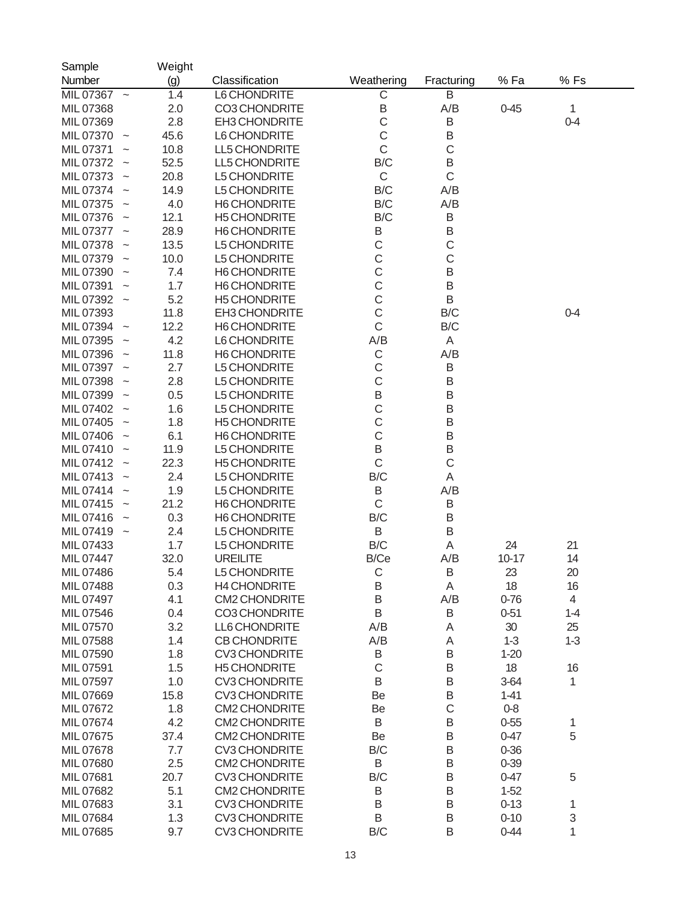| Sample Number | | Weight (g) | Classification | Weathering | Fracturing | % Fa | % Fs |
|---|---|---|---|---|---|---|---|
| MIL 07367 | ~ | 1.4 | L6 CHONDRITE | C | B | | |
| MIL 07368 | | 2.0 | CO3 CHONDRITE | B | A/B | 0-45 | 1 |
| MIL 07369 | | 2.8 | EH3 CHONDRITE | C | B | | 0-4 |
| MIL 07370 | ~ | 45.6 | L6 CHONDRITE | C | B | | |
| MIL 07371 | ~ | 10.8 | LL5 CHONDRITE | C | C | | |
| MIL 07372 | ~ | 52.5 | LL5 CHONDRITE | B/C | B | | |
| MIL 07373 | ~ | 20.8 | L5 CHONDRITE | C | C | | |
| MIL 07374 | ~ | 14.9 | L5 CHONDRITE | B/C | A/B | | |
| MIL 07375 | ~ | 4.0 | H6 CHONDRITE | B/C | A/B | | |
| MIL 07376 | ~ | 12.1 | H5 CHONDRITE | B/C | B | | |
| MIL 07377 | ~ | 28.9 | H6 CHONDRITE | B | B | | |
| MIL 07378 | ~ | 13.5 | L5 CHONDRITE | C | C | | |
| MIL 07379 | ~ | 10.0 | L5 CHONDRITE | C | C | | |
| MIL 07390 | ~ | 7.4 | H6 CHONDRITE | C | B | | |
| MIL 07391 | ~ | 1.7 | H6 CHONDRITE | C | B | | |
| MIL 07392 | ~ | 5.2 | H5 CHONDRITE | C | B | | |
| MIL 07393 | | 11.8 | EH3 CHONDRITE | C | B/C | | 0-4 |
| MIL 07394 | ~ | 12.2 | H6 CHONDRITE | C | B/C | | |
| MIL 07395 | ~ | 4.2 | L6 CHONDRITE | A/B | A | | |
| MIL 07396 | ~ | 11.8 | H6 CHONDRITE | C | A/B | | |
| MIL 07397 | ~ | 2.7 | L5 CHONDRITE | C | B | | |
| MIL 07398 | ~ | 2.8 | L5 CHONDRITE | C | B | | |
| MIL 07399 | ~ | 0.5 | L5 CHONDRITE | B | B | | |
| MIL 07402 | ~ | 1.6 | L5 CHONDRITE | C | B | | |
| MIL 07405 | ~ | 1.8 | H5 CHONDRITE | C | B | | |
| MIL 07406 | ~ | 6.1 | H6 CHONDRITE | C | B | | |
| MIL 07410 | ~ | 11.9 | L5 CHONDRITE | B | B | | |
| MIL 07412 | ~ | 22.3 | H5 CHONDRITE | C | C | | |
| MIL 07413 | ~ | 2.4 | L5 CHONDRITE | B/C | A | | |
| MIL 07414 | ~ | 1.9 | L5 CHONDRITE | B | A/B | | |
| MIL 07415 | ~ | 21.2 | H6 CHONDRITE | C | B | | |
| MIL 07416 | ~ | 0.3 | H6 CHONDRITE | B/C | B | | |
| MIL 07419 | ~ | 2.4 | L5 CHONDRITE | B | B | | |
| MIL 07433 | | 1.7 | L5 CHONDRITE | B/C | A | 24 | 21 |
| MIL 07447 | | 32.0 | UREILITE | B/Ce | A/B | 10-17 | 14 |
| MIL 07486 | | 5.4 | L5 CHONDRITE | C | B | 23 | 20 |
| MIL 07488 | | 0.3 | H4 CHONDRITE | B | A | 18 | 16 |
| MIL 07497 | | 4.1 | CM2 CHONDRITE | B | A/B | 0-76 | 4 |
| MIL 07546 | | 0.4 | CO3 CHONDRITE | B | B | 0-51 | 1-4 |
| MIL 07570 | | 3.2 | LL6 CHONDRITE | A/B | A | 30 | 25 |
| MIL 07588 | | 1.4 | CB CHONDRITE | A/B | A | 1-3 | 1-3 |
| MIL 07590 | | 1.8 | CV3 CHONDRITE | B | B | 1-20 | |
| MIL 07591 | | 1.5 | H5 CHONDRITE | C | B | 18 | 16 |
| MIL 07597 | | 1.0 | CV3 CHONDRITE | B | B | 3-64 | 1 |
| MIL 07669 | | 15.8 | CV3 CHONDRITE | Be | B | 1-41 | |
| MIL 07672 | | 1.8 | CM2 CHONDRITE | Be | C | 0-8 | |
| MIL 07674 | | 4.2 | CM2 CHONDRITE | B | B | 0-55 | 1 |
| MIL 07675 | | 37.4 | CM2 CHONDRITE | Be | B | 0-47 | 5 |
| MIL 07678 | | 7.7 | CV3 CHONDRITE | B/C | B | 0-36 | |
| MIL 07680 | | 2.5 | CM2 CHONDRITE | B | B | 0-39 | |
| MIL 07681 | | 20.7 | CV3 CHONDRITE | B/C | B | 0-47 | 5 |
| MIL 07682 | | 5.1 | CM2 CHONDRITE | B | B | 1-52 | |
| MIL 07683 | | 3.1 | CV3 CHONDRITE | B | B | 0-13 | 1 |
| MIL 07684 | | 1.3 | CV3 CHONDRITE | B | B | 0-10 | 3 |
| MIL 07685 | | 9.7 | CV3 CHONDRITE | B/C | B | 0-44 | 1 |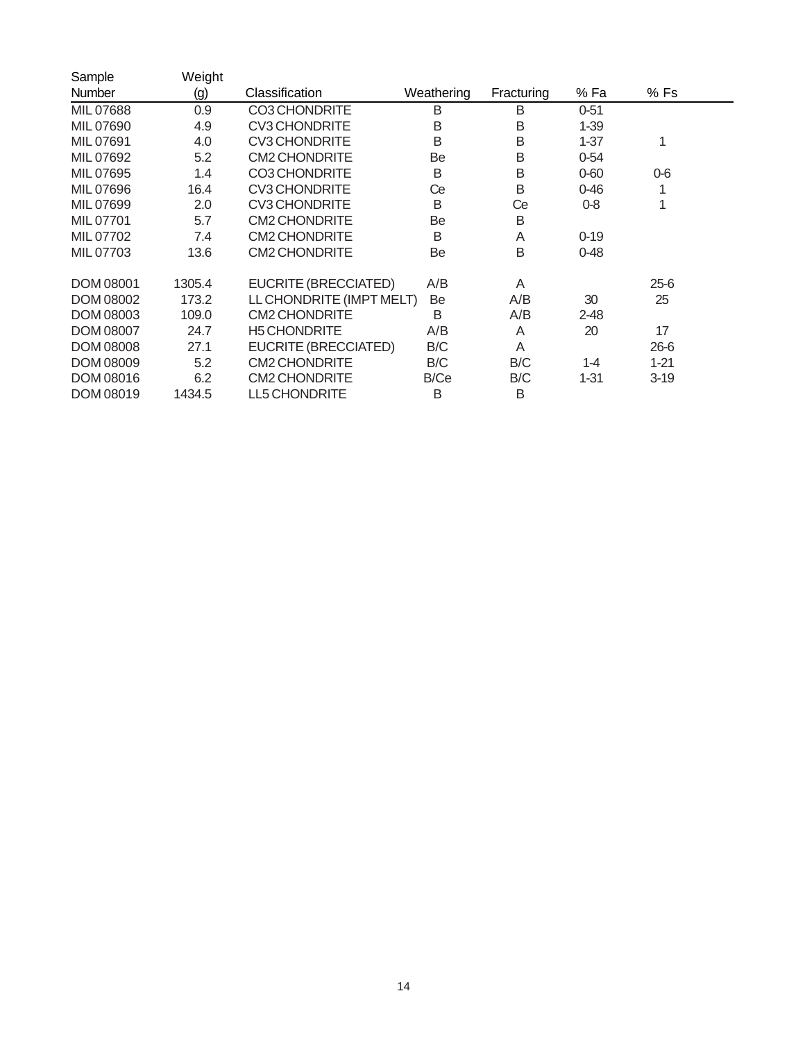| Sample Number | Weight (g) | Classification | Weathering | Fracturing | % Fa | % Fs |
|---|---|---|---|---|---|---|
| MIL 07688 | 0.9 | CO3 CHONDRITE | B | B | 0-51 | |
| MIL 07690 | 4.9 | CV3 CHONDRITE | B | B | 1-39 | |
| MIL 07691 | 4.0 | CV3 CHONDRITE | B | B | 1-37 | 1 |
| MIL 07692 | 5.2 | CM2 CHONDRITE | Be | B | 0-54 | |
| MIL 07695 | 1.4 | CO3 CHONDRITE | B | B | 0-60 | 0-6 |
| MIL 07696 | 16.4 | CV3 CHONDRITE | Ce | B | 0-46 | 1 |
| MIL 07699 | 2.0 | CV3 CHONDRITE | B | Ce | 0-8 | 1 |
| MIL 07701 | 5.7 | CM2 CHONDRITE | Be | B | | |
| MIL 07702 | 7.4 | CM2 CHONDRITE | B | A | 0-19 | |
| MIL 07703 | 13.6 | CM2 CHONDRITE | Be | B | 0-48 | |
| | | | | | | |
| DOM 08001 | 1305.4 | EUCRITE (BRECCIATED) | A/B | A | | 25-6 |
| DOM 08002 | 173.2 | LL CHONDRITE (IMPT MELT) | Be | A/B | 30 | 25 |
| DOM 08003 | 109.0 | CM2 CHONDRITE | B | A/B | 2-48 | |
| DOM 08007 | 24.7 | H5 CHONDRITE | A/B | A | 20 | 17 |
| DOM 08008 | 27.1 | EUCRITE (BRECCIATED) | B/C | A | | 26-6 |
| DOM 08009 | 5.2 | CM2 CHONDRITE | B/C | B/C | 1-4 | 1-21 |
| DOM 08016 | 6.2 | CM2 CHONDRITE | B/Ce | B/C | 1-31 | 3-19 |
| DOM 08019 | 1434.5 | LL5 CHONDRITE | B | B | | |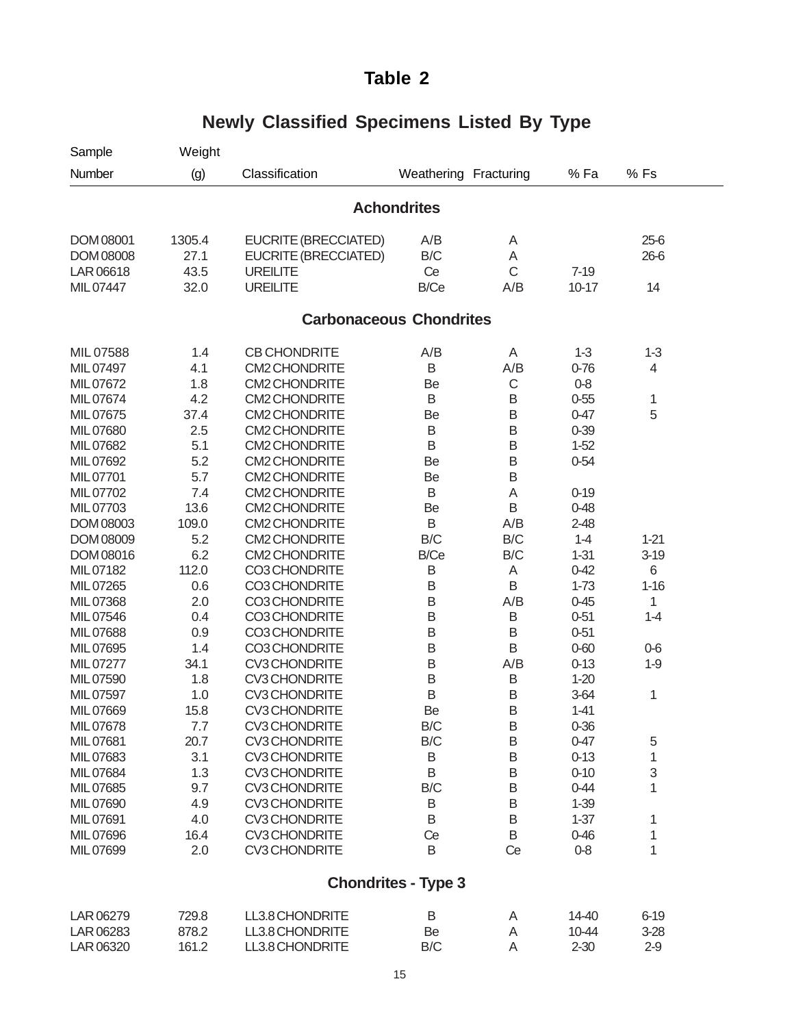# Table 2

## Newly Classified Specimens Listed By Type

| Sample Number | Weight (g) | Classification | Weathering | Fracturing | % Fa | % Fs |
|---|---|---|---|---|---|---|
| **Achondrites** | | | | | | |
| DOM 08001 | 1305.4 | EUCRITE (BRECCIATED) | A/B | A | | 25-6 |
| DOM 08008 | 27.1 | EUCRITE (BRECCIATED) | B/C | A | | 26-6 |
| LAR 06618 | 43.5 | UREILITE | Ce | C | 7-19 | |
| MIL 07447 | 32.0 | UREILITE | B/Ce | A/B | 10-17 | 14 |
| **Carbonaceous Chondrites** | | | | | | |
| MIL 07588 | 1.4 | CB CHONDRITE | A/B | A | 1-3 | 1-3 |
| MIL 07497 | 4.1 | CM2 CHONDRITE | B | A/B | 0-76 | 4 |
| MIL 07672 | 1.8 | CM2 CHONDRITE | Be | C | 0-8 | |
| MIL 07674 | 4.2 | CM2 CHONDRITE | B | B | 0-55 | 1 |
| MIL 07675 | 37.4 | CM2 CHONDRITE | Be | B | 0-47 | 5 |
| MIL 07680 | 2.5 | CM2 CHONDRITE | B | B | 0-39 | |
| MIL 07682 | 5.1 | CM2 CHONDRITE | B | B | 1-52 | |
| MIL 07692 | 5.2 | CM2 CHONDRITE | Be | B | 0-54 | |
| MIL 07701 | 5.7 | CM2 CHONDRITE | Be | B | | |
| MIL 07702 | 7.4 | CM2 CHONDRITE | B | A | 0-19 | |
| MIL 07703 | 13.6 | CM2 CHONDRITE | Be | B | 0-48 | |
| DOM 08003 | 109.0 | CM2 CHONDRITE | B | A/B | 2-48 | |
| DOM 08009 | 5.2 | CM2 CHONDRITE | B/C | B/C | 1-4 | 1-21 |
| DOM 08016 | 6.2 | CM2 CHONDRITE | B/Ce | B/C | 1-31 | 3-19 |
| MIL 07182 | 112.0 | CO3 CHONDRITE | B | A | 0-42 | 6 |
| MIL 07265 | 0.6 | CO3 CHONDRITE | B | B | 1-73 | 1-16 |
| MIL 07368 | 2.0 | CO3 CHONDRITE | B | A/B | 0-45 | 1 |
| MIL 07546 | 0.4 | CO3 CHONDRITE | B | B | 0-51 | 1-4 |
| MIL 07688 | 0.9 | CO3 CHONDRITE | B | B | 0-51 | |
| MIL 07695 | 1.4 | CO3 CHONDRITE | B | B | 0-60 | 0-6 |
| MIL 07277 | 34.1 | CV3 CHONDRITE | B | A/B | 0-13 | 1-9 |
| MIL 07590 | 1.8 | CV3 CHONDRITE | B | B | 1-20 | |
| MIL 07597 | 1.0 | CV3 CHONDRITE | B | B | 3-64 | 1 |
| MIL 07669 | 15.8 | CV3 CHONDRITE | Be | B | 1-41 | |
| MIL 07678 | 7.7 | CV3 CHONDRITE | B/C | B | 0-36 | |
| MIL 07681 | 20.7 | CV3 CHONDRITE | B/C | B | 0-47 | 5 |
| MIL 07683 | 3.1 | CV3 CHONDRITE | B | B | 0-13 | 1 |
| MIL 07684 | 1.3 | CV3 CHONDRITE | B | B | 0-10 | 3 |
| MIL 07685 | 9.7 | CV3 CHONDRITE | B/C | B | 0-44 | 1 |
| MIL 07690 | 4.9 | CV3 CHONDRITE | B | B | 1-39 | |
| MIL 07691 | 4.0 | CV3 CHONDRITE | B | B | 1-37 | 1 |
| MIL 07696 | 16.4 | CV3 CHONDRITE | Ce | B | 0-46 | 1 |
| MIL 07699 | 2.0 | CV3 CHONDRITE | B | Ce | 0-8 | 1 |
| **Chondrites - Type 3** | | | | | | |
| LAR 06279 | 729.8 | LL3.8 CHONDRITE | B | A | 14-40 | 6-19 |
| LAR 06283 | 878.2 | LL3.8 CHONDRITE | Be | A | 10-44 | 3-28 |
| LAR 06320 | 161.2 | LL3.8 CHONDRITE | B/C | A | 2-30 | 2-9 |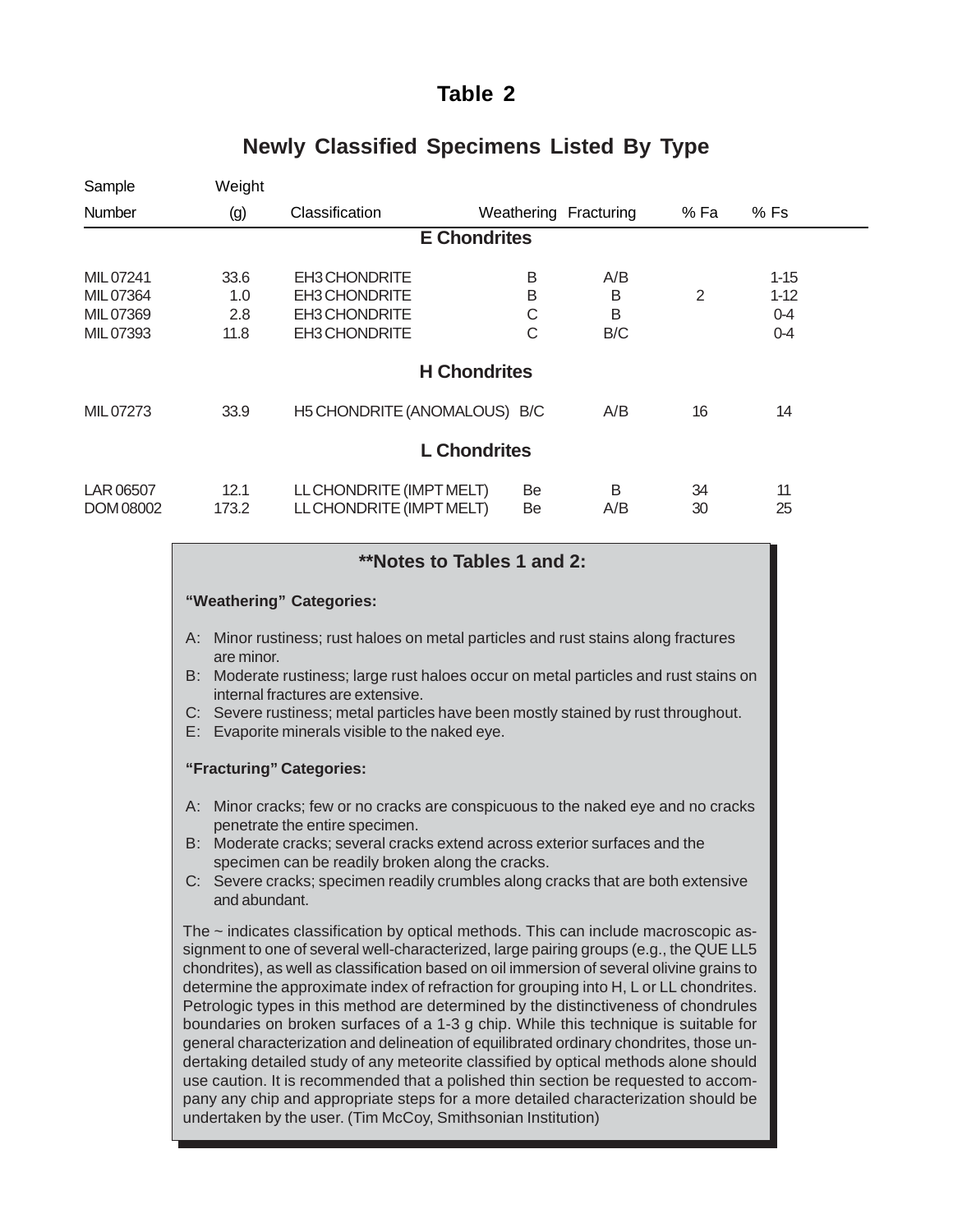# Table 2

## Newly Classified Specimens Listed By Type

| Sample Number | Weight (g) | Classification | Weathering | Fracturing | % Fa | % Fs |
|---|---|---|---|---|---|---|
| | | **E Chondrites** | | | | |
| MIL 07241 | 33.6 | EH3 CHONDRITE | B | A/B | | 1-15 |
| MIL 07364 | 1.0 | EH3 CHONDRITE | B | B | 2 | 1-12 |
| MIL 07369 | 2.8 | EH3 CHONDRITE | C | B | | 0-4 |
| MIL 07393 | 11.8 | EH3 CHONDRITE | C | B/C | | 0-4 |
| | | **H Chondrites** | | | | |
| MIL 07273 | 33.9 | H5 CHONDRITE (ANOMALOUS) | B/C | A/B | 16 | 14 |
| | | **L Chondrites** | | | | |
| LAR 06507 | 12.1 | LL CHONDRITE (IMPT MELT) | Be | B | 34 | 11 |
| DOM 08002 | 173.2 | LL CHONDRITE (IMPT MELT) | Be | A/B | 30 | 25 |

### **Notes to Tables 1 and 2:

**"Weathering" Categories:**

- A: Minor rustiness; rust haloes on metal particles and rust stains along fractures are minor.
- B: Moderate rustiness; large rust haloes occur on metal particles and rust stains on internal fractures are extensive.
- C: Severe rustiness; metal particles have been mostly stained by rust throughout.
- E: Evaporite minerals visible to the naked eye.

**"Fracturing" Categories:**

- A: Minor cracks; few or no cracks are conspicuous to the naked eye and no cracks penetrate the entire specimen.
- B: Moderate cracks; several cracks extend across exterior surfaces and the specimen can be readily broken along the cracks.
- C: Severe cracks; specimen readily crumbles along cracks that are both extensive and abundant.

The ~ indicates classification by optical methods. This can include macroscopic assignment to one of several well-characterized, large pairing groups (e.g., the QUE LL5 chondrites), as well as classification based on oil immersion of several olivine grains to determine the approximate index of refraction for grouping into H, L or LL chondrites. Petrologic types in this method are determined by the distinctiveness of chondrules boundaries on broken surfaces of a 1-3 g chip. While this technique is suitable for general characterization and delineation of equilibrated ordinary chondrites, those undertaking detailed study of any meteorite classified by optical methods alone should use caution. It is recommended that a polished thin section be requested to accompany any chip and appropriate steps for a more detailed characterization should be undertaken by the user. (Tim McCoy, Smithsonian Institution)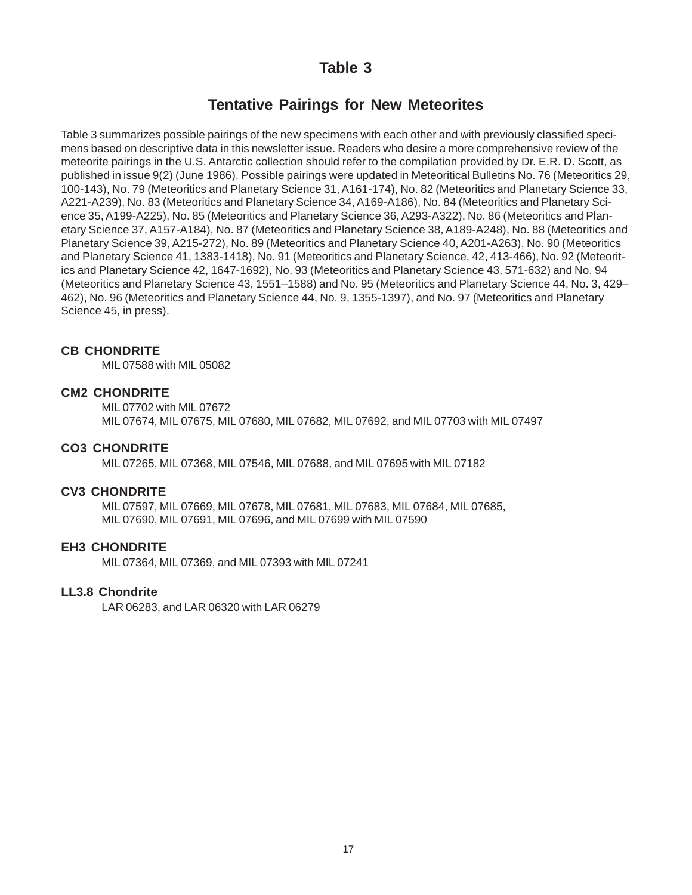# Table 3

## Tentative Pairings for New Meteorites

Table 3 summarizes possible pairings of the new specimens with each other and with previously classified specimens based on descriptive data in this newsletter issue. Readers who desire a more comprehensive review of the meteorite pairings in the U.S. Antarctic collection should refer to the compilation provided by Dr. E.R. D. Scott, as published in issue 9(2) (June 1986). Possible pairings were updated in Meteoritical Bulletins No. 76 (Meteoritics 29, 100-143), No. 79 (Meteoritics and Planetary Science 31, A161-174), No. 82 (Meteoritics and Planetary Science 33, A221-A239), No. 83 (Meteoritics and Planetary Science 34, A169-A186), No. 84 (Meteoritics and Planetary Science 35, A199-A225), No. 85 (Meteoritics and Planetary Science 36, A293-A322), No. 86 (Meteoritics and Planetary Science 37, A157-A184), No. 87 (Meteoritics and Planetary Science 38, A189-A248), No. 88 (Meteoritics and Planetary Science 39, A215-272), No. 89 (Meteoritics and Planetary Science 40, A201-A263), No. 90 (Meteoritics and Planetary Science 41, 1383-1418), No. 91 (Meteoritics and Planetary Science, 42, 413-466), No. 92 (Meteoritics and Planetary Science 42, 1647-1692), No. 93 (Meteoritics and Planetary Science 43, 571-632) and No. 94 (Meteoritics and Planetary Science 43, 1551–1588) and No. 95 (Meteoritics and Planetary Science 44, No. 3, 429–462), No. 96 (Meteoritics and Planetary Science 44, No. 9, 1355-1397), and No. 97 (Meteoritics and Planetary Science 45, in press).

**CB CHONDRITE**

MIL 07588 with MIL 05082

**CM2 CHONDRITE**

MIL 07702 with MIL 07672
MIL 07674, MIL 07675, MIL 07680, MIL 07682, MIL 07692, and MIL 07703 with MIL 07497

**CO3 CHONDRITE**

MIL 07265, MIL 07368, MIL 07546, MIL 07688, and MIL 07695 with MIL 07182

**CV3 CHONDRITE**

MIL 07597, MIL 07669, MIL 07678, MIL 07681, MIL 07683, MIL 07684, MIL 07685, MIL 07690, MIL 07691, MIL 07696, and MIL 07699 with MIL 07590

**EH3 CHONDRITE**

MIL 07364, MIL 07369, and MIL 07393 with MIL 07241

**LL3.8 Chondrite**

LAR 06283, and LAR 06320 with LAR 06279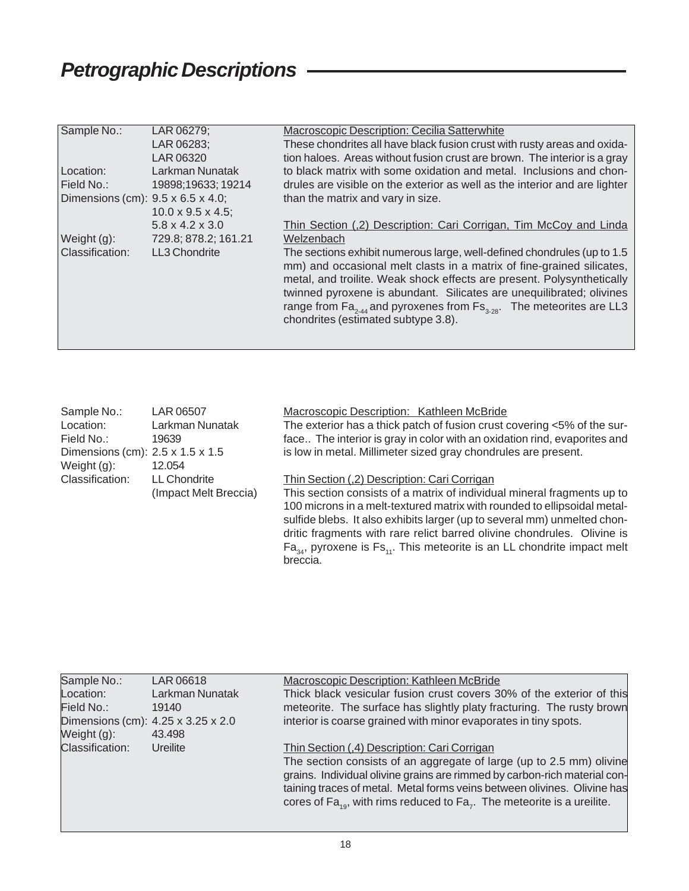## Petrographic Descriptions

| | | |
|---|---|---|
| Sample No.: | LAR 06279; LAR 06283; LAR 06320 | Macroscopic Description: Cecilia Satterwhite |
| Location: | Larkman Nunatak | These chondrites all have black fusion crust with rusty areas and oxidation haloes. Areas without fusion crust are brown. The interior is a gray to black matrix with some oxidation and metal. Inclusions and chondrules are visible on the exterior as well as the interior and are lighter than the matrix and vary in size. |
| Field No.: | 19898;19633; 19214 | |
| Dimensions (cm): | 9.5 x 6.5 x 4.0; 10.0 x 9.5 x 4.5; 5.8 x 4.2 x 3.0 | Thin Section (,2) Description: Cari Corrigan, Tim McCoy and Linda Welzenbach |
| Weight (g): | 729.8; 878.2; 161.21 | The sections exhibit numerous large, well-defined chondrules (up to 1.5 mm) and occasional melt clasts in a matrix of fine-grained silicates, metal, and troilite. Weak shock effects are present. Polysynthetically twinned pyroxene is abundant. Silicates are unequilibrated; olivines range from $Fa_{2-44}$ and pyroxenes from $Fs_{3-28}$. The meteorites are LL3 chondrites (estimated subtype 3.8). |
| Classification: | LL3 Chondrite | |

| | | |
|---|---|---|
| Sample No.: | LAR 06507 | Macroscopic Description: Kathleen McBride |
| Location: | Larkman Nunatak | The exterior has a thick patch of fusion crust covering <5% of the surface.. The interior is gray in color with an oxidation rind, evaporites and is low in metal. Millimeter sized gray chondrules are present. |
| Field No.: | 19639 | |
| Dimensions (cm): | 2.5 x 1.5 x 1.5 | |
| Weight (g): | 12.054 | Thin Section (,2) Description: Cari Corrigan |
| Classification: | LL Chondrite (Impact Melt Breccia) | This section consists of a matrix of individual mineral fragments up to 100 microns in a melt-textured matrix with rounded to ellipsoidal metal-sulfide blebs. It also exhibits larger (up to several mm) unmelted chondritic fragments with rare relict barred olivine chondrules. Olivine is $Fa_{34}$, pyroxene is $Fs_{11}$. This meteorite is an LL chondrite impact melt breccia. |

| | | |
|---|---|---|
| Sample No.: | LAR 06618 | Macroscopic Description: Kathleen McBride |
| Location: | Larkman Nunatak | Thick black vesicular fusion crust covers 30% of the exterior of this meteorite. The surface has slightly platy fracturing. The rusty brown interior is coarse grained with minor evaporates in tiny spots. |
| Field No.: | 19140 | |
| Dimensions (cm): | 4.25 x 3.25 x 2.0 | |
| Weight (g): | 43.498 | |
| Classification: | Ureilite | Thin Section (,4) Description: Cari Corrigan |
| | | The section consists of an aggregate of large (up to 2.5 mm) olivine grains. Individual olivine grains are rimmed by carbon-rich material containing traces of metal. Metal forms veins between olivines. Olivine has cores of $Fa_{19}$, with rims reduced to $Fa_7$. The meteorite is a ureilite. |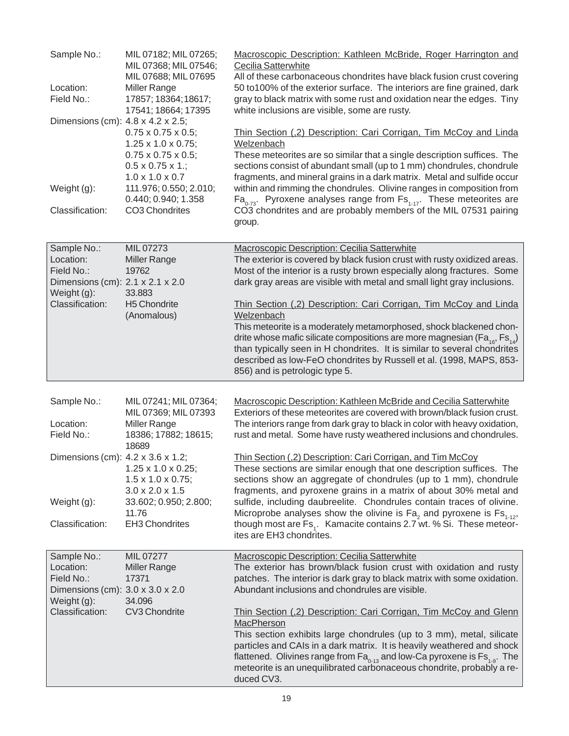| | |
|---|---|
| Sample No.: | MIL 07182; MIL 07265; MIL 07368; MIL 07546; MIL 07688; MIL 07695 |
| Location: | Miller Range |
| Field No.: | 17857; 18364; 18617; 17541; 18664; 17395 |
| Dimensions (cm): | 4.8 x 4.2 x 2.5; 0.75 x 0.75 x 0.5; 1.25 x 1.0 x 0.75; 0.75 x 0.75 x 0.5; 0.5 x 0.75 x 1.; 1.0 x 1.0 x 0.7 |
| Weight (g): | 111.976; 0.550; 2.010; 0.440; 0.940; 1.358 |
| Classification: | CO3 Chondrites |

Macroscopic Description: Kathleen McBride, Roger Harrington and Cecilia Satterwhite

All of these carbonaceous chondrites have black fusion crust covering 50 to100% of the exterior surface. The interiors are fine grained, dark gray to black matrix with some rust and oxidation near the edges. Tiny white inclusions are visible, some are rusty.

Thin Section (,2) Description: Cari Corrigan, Tim McCoy and Linda Welzenbach

These meteorites are so similar that a single description suffices. The sections consist of abundant small (up to 1 mm) chondrules, chondrule fragments, and mineral grains in a dark matrix. Metal and sulfide occur within and rimming the chondrules. Olivine ranges in composition from $Fa_{0-73}$. Pyroxene analyses range from $Fs_{1-17}$. These meteorites are CO3 chondrites and are probably members of the MIL 07531 pairing group.

| | |
|---|---|
| Sample No.: | MIL 07273 |
| Location: | Miller Range |
| Field No.: | 19762 |
| Dimensions (cm): | 2.1 x 2.1 x 2.0 |
| Weight (g): | 33.883 |
| Classification: | H5 Chondrite (Anomalous) |

Macroscopic Description: Cecilia Satterwhite

The exterior is covered by black fusion crust with rusty oxidized areas. Most of the interior is a rusty brown especially along fractures. Some dark gray areas are visible with metal and small light gray inclusions.

Thin Section (,2) Description: Cari Corrigan, Tim McCoy and Linda Welzenbach

This meteorite is a moderately metamorphosed, shock blackened chondrite whose mafic silicate compositions are more magnesian ($Fa_{16}$, $Fs_{14}$) than typically seen in H chondrites. It is similar to several chondrites described as low-FeO chondrites by Russell et al. (1998, MAPS, 853-856) and is petrologic type 5.

| | |
|---|---|
| Sample No.: | MIL 07241; MIL 07364; MIL 07369; MIL 07393 |
| Location: | Miller Range |
| Field No.: | 18386; 17882; 18615; 18689 |
| Dimensions (cm): | 4.2 x 3.6 x 1.2; 1.25 x 1.0 x 0.25; 1.5 x 1.0 x 0.75; 3.0 x 2.0 x 1.5 |
| Weight (g): | 33.602; 0.950; 2.800; 11.76 |
| Classification: | EH3 Chondrites |

Macroscopic Description: Kathleen McBride and Cecilia Satterwhite

Exteriors of these meteorites are covered with brown/black fusion crust. The interiors range from dark gray to black in color with heavy oxidation, rust and metal. Some have rusty weathered inclusions and chondrules.

Thin Section (,2) Description: Cari Corrigan, and Tim McCoy

These sections are similar enough that one description suffices. The sections show an aggregate of chondrules (up to 1 mm), chondrule fragments, and pyroxene grains in a matrix of about 30% metal and sulfide, including daubreelite. Chondrules contain traces of olivine. Microprobe analyses show the olivine is $Fa_2$ and pyroxene is $Fs_{1-12}$, though most are $Fs_1$. Kamacite contains 2.7 wt. % Si. These meteorites are EH3 chondrites.

| | |
|---|---|
| Sample No.: | MIL 07277 |
| Location: | Miller Range |
| Field No.: | 17371 |
| Dimensions (cm): | 3.0 x 3.0 x 2.0 |
| Weight (g): | 34.096 |
| Classification: | CV3 Chondrite |

Macroscopic Description: Cecilia Satterwhite

The exterior has brown/black fusion crust with oxidation and rusty patches. The interior is dark gray to black matrix with some oxidation. Abundant inclusions and chondrules are visible.

Thin Section (,2) Description: Cari Corrigan, Tim McCoy and Glenn MacPherson

This section exhibits large chondrules (up to 3 mm), metal, silicate particles and CAIs in a dark matrix. It is heavily weathered and shock flattened. Olivines range from $Fa_{0-13}$ and low-Ca pyroxene is $Fs_{1-9}$. The meteorite is an unequilibrated carbonaceous chondrite, probably a reduced CV3.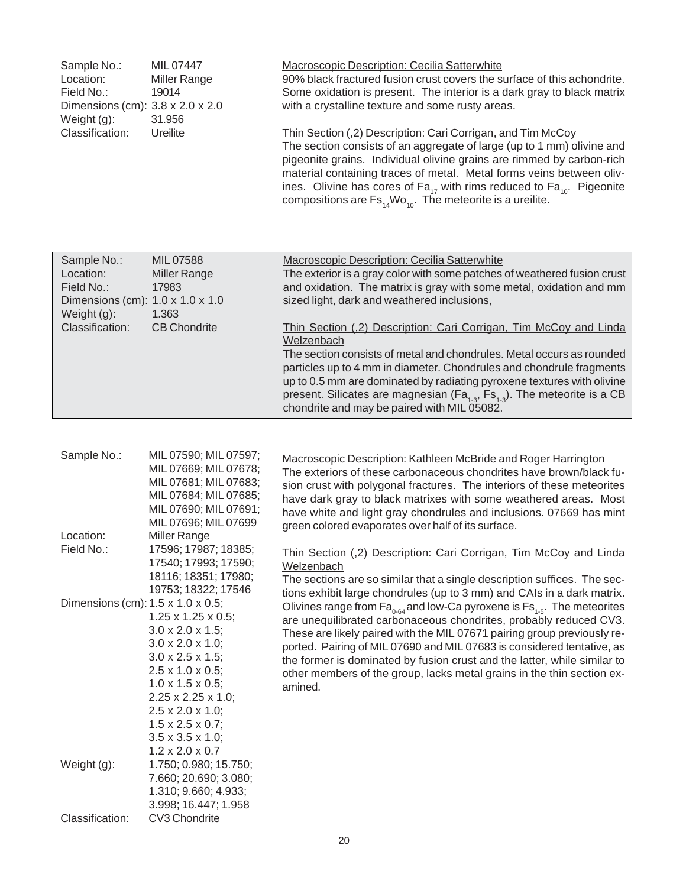Sample No.: MIL 07447
Location: Miller Range
Field No.: 19014
Dimensions (cm): 3.8 x 2.0 x 2.0
Weight (g): 31.956
Classification: Ureilite

Macroscopic Description: Cecilia Satterwhite

90% black fractured fusion crust covers the surface of this achondrite. Some oxidation is present. The interior is a dark gray to black matrix with a crystalline texture and some rusty areas.

Thin Section (,2) Description: Cari Corrigan, and Tim McCoy

The section consists of an aggregate of large (up to 1 mm) olivine and pigeonite grains. Individual olivine grains are rimmed by carbon-rich material containing traces of metal. Metal forms veins between olivines. Olivine has cores of $Fa_{17}$ with rims reduced to $Fa_{10}$. Pigeonite compositions are $Fs_{14}Wo_{10}$. The meteorite is a ureilite.

---

Sample No.: MIL 07588
Location: Miller Range
Field No.: 17983
Dimensions (cm): 1.0 x 1.0 x 1.0
Weight (g): 1.363
Classification: CB Chondrite

Macroscopic Description: Cecilia Satterwhite

The exterior is a gray color with some patches of weathered fusion crust and oxidation. The matrix is gray with some metal, oxidation and mm sized light, dark and weathered inclusions,

Thin Section (,2) Description: Cari Corrigan, Tim McCoy and Linda Welzenbach

The section consists of metal and chondrules. Metal occurs as rounded particles up to 4 mm in diameter. Chondrules and chondrule fragments up to 0.5 mm are dominated by radiating pyroxene textures with olivine present. Silicates are magnesian ($Fa_{1-3}$, $Fs_{1-3}$). The meteorite is a CB chondrite and may be paired with MIL 05082.

---

Sample No.: MIL 07590; MIL 07597; MIL 07669; MIL 07678; MIL 07681; MIL 07683; MIL 07684; MIL 07685; MIL 07690; MIL 07691; MIL 07696; MIL 07699
Location: Miller Range
Field No.: 17596; 17987; 18385; 17540; 17993; 17590; 18116; 18351; 17980; 19753; 18322; 17546
Dimensions (cm): 1.5 x 1.0 x 0.5; 1.25 x 1.25 x 0.5; 3.0 x 2.0 x 1.5; 3.0 x 2.0 x 1.0; 3.0 x 2.5 x 1.5; 2.5 x 1.0 x 0.5; 1.0 x 1.5 x 0.5; 2.25 x 2.25 x 1.0; 2.5 x 2.0 x 1.0; 1.5 x 2.5 x 0.7; 3.5 x 3.5 x 1.0; 1.2 x 2.0 x 0.7
Weight (g): 1.750; 0.980; 15.750; 7.660; 20.690; 3.080; 1.310; 9.660; 4.933; 3.998; 16.447; 1.958
Classification: CV3 Chondrite

Macroscopic Description: Kathleen McBride and Roger Harrington

The exteriors of these carbonaceous chondrites have brown/black fusion crust with polygonal fractures. The interiors of these meteorites have dark gray to black matrixes with some weathered areas. Most have white and light gray chondrules and inclusions. 07669 has mint green colored evaporates over half of its surface.

Thin Section (,2) Description: Cari Corrigan, Tim McCoy and Linda Welzenbach

The sections are so similar that a single description suffices. The sections exhibit large chondrules (up to 3 mm) and CAIs in a dark matrix. Olivines range from $Fa_{0-64}$ and low-Ca pyroxene is $Fs_{1-5}$. The meteorites are unequilibrated carbonaceous chondrites, probably reduced CV3. These are likely paired with the MIL 07671 pairing group previously reported. Pairing of MIL 07690 and MIL 07683 is considered tentative, as the former is dominated by fusion crust and the latter, while similar to other members of the group, lacks metal grains in the thin section examined.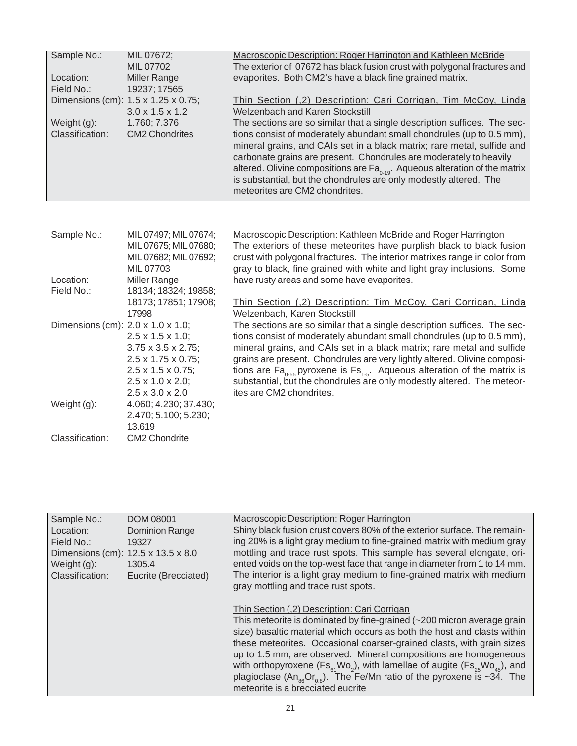| | |
|---|---|
| Sample No.: | MIL 07672; MIL 07702 |
| Location: | Miller Range |
| Field No.: | 19237; 17565 |
| Dimensions (cm): | 1.5 x 1.25 x 0.75; 3.0 x 1.5 x 1.2 |
| Weight (g): | 1.760; 7.376 |
| Classification: | CM2 Chondrites |

Macroscopic Description: Roger Harrington and Kathleen McBride

The exterior of 07672 has black fusion crust with polygonal fractures and evaporites. Both CM2's have a black fine grained matrix.

Thin Section (,2) Description: Cari Corrigan, Tim McCoy, Linda Welzenbach and Karen Stockstill

The sections are so similar that a single description suffices. The sections consist of moderately abundant small chondrules (up to 0.5 mm), mineral grains, and CAIs set in a black matrix; rare metal, sulfide and carbonate grains are present. Chondrules are moderately to heavily altered. Olivine compositions are $Fa_{0-19}$. Aqueous alteration of the matrix is substantial, but the chondrules are only modestly altered. The meteorites are CM2 chondrites.

| | |
|---|---|
| Sample No.: | MIL 07497; MIL 07674; MIL 07675; MIL 07680; MIL 07682; MIL 07692; MIL 07703 |
| Location: | Miller Range |
| Field No.: | 18134; 18324; 19858; 18173; 17851; 17908; 17998 |
| Dimensions (cm): | 2.0 x 1.0 x 1.0; 2.5 x 1.5 x 1.0; 3.75 x 3.5 x 2.75; 2.5 x 1.75 x 0.75; 2.5 x 1.5 x 0.75; 2.5 x 1.0 x 2.0; 2.5 x 3.0 x 2.0 |
| Weight (g): | 4.060; 4.230; 37.430; 2.470; 5.100; 5.230; 13.619 |
| Classification: | CM2 Chondrite |

Macroscopic Description: Kathleen McBride and Roger Harrington

The exteriors of these meteorites have purplish black to black fusion crust with polygonal fractures. The interior matrixes range in color from gray to black, fine grained with white and light gray inclusions. Some have rusty areas and some have evaporites.

Thin Section (,2) Description: Tim McCoy, Cari Corrigan, Linda Welzenbach, Karen Stockstill

The sections are so similar that a single description suffices. The sections consist of moderately abundant small chondrules (up to 0.5 mm), mineral grains, and CAIs set in a black matrix; rare metal and sulfide grains are present. Chondrules are very lightly altered. Olivine compositions are $Fa_{0-55}$ pyroxene is $Fs_{1-5}$. Aqueous alteration of the matrix is substantial, but the chondrules are only modestly altered. The meteorites are CM2 chondrites.

| | |
|---|---|
| Sample No.: | DOM 08001 |
| Location: | Dominion Range |
| Field No.: | 19327 |
| Dimensions (cm): | 12.5 x 13.5 x 8.0 |
| Weight (g): | 1305.4 |
| Classification: | Eucrite (Brecciated) |

Macroscopic Description: Roger Harrington

Shiny black fusion crust covers 80% of the exterior surface. The remaining 20% is a light gray medium to fine-grained matrix with medium gray mottling and trace rust spots. This sample has several elongate, oriented voids on the top-west face that range in diameter from 1 to 14 mm. The interior is a light gray medium to fine-grained matrix with medium gray mottling and trace rust spots.

Thin Section (,2) Description: Cari Corrigan

This meteorite is dominated by fine-grained (~200 micron average grain size) basaltic material which occurs as both the host and clasts within these meteorites. Occasional coarser-grained clasts, with grain sizes up to 1.5 mm, are observed. Mineral compositions are homogeneous with orthopyroxene ($Fs_{61}Wo_{2}$), with lamellae of augite ($Fs_{25}Wo_{45}$), and plagioclase ($An_{86}Or_{0.8}$). The Fe/Mn ratio of the pyroxene is ~34. The meteorite is a brecciated eucrite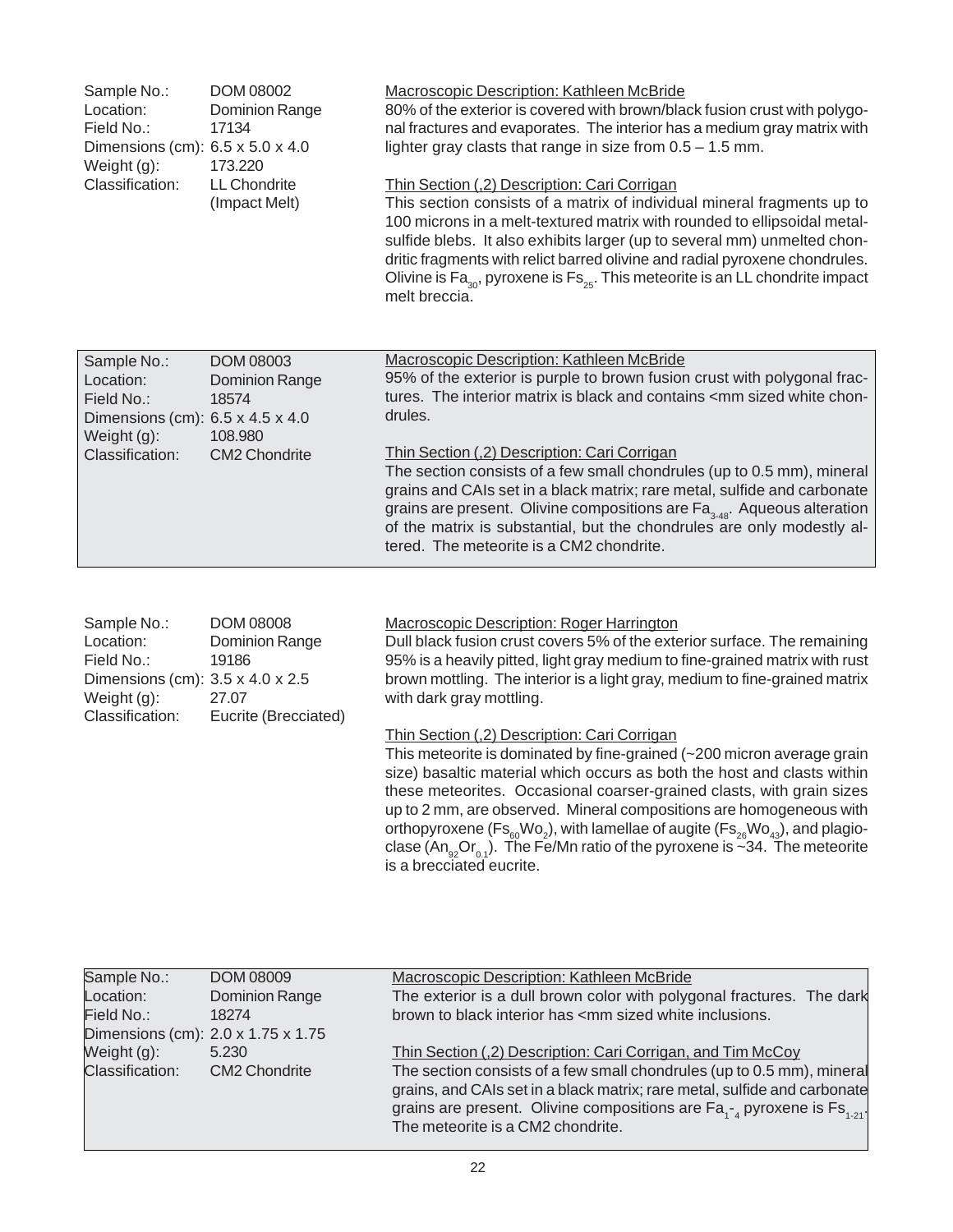| | |
|---|---|
| Sample No.: | DOM 08002 |
| Location: | Dominion Range |
| Field No.: | 17134 |
| Dimensions (cm): | 6.5 x 5.0 x 4.0 |
| Weight (g): | 173.220 |
| Classification: | LL Chondrite (Impact Melt) |

Macroscopic Description: Kathleen McBride

80% of the exterior is covered with brown/black fusion crust with polygonal fractures and evaporates. The interior has a medium gray matrix with lighter gray clasts that range in size from 0.5 – 1.5 mm.

Thin Section (,2) Description: Cari Corrigan

This section consists of a matrix of individual mineral fragments up to 100 microns in a melt-textured matrix with rounded to ellipsoidal metal-sulfide blebs. It also exhibits larger (up to several mm) unmelted chondritic fragments with relict barred olivine and radial pyroxene chondrules. Olivine is $Fa_{30}$, pyroxene is $Fs_{25}$. This meteorite is an LL chondrite impact melt breccia.

| | |
|---|---|
| Sample No.: | DOM 08003 |
| Location: | Dominion Range |
| Field No.: | 18574 |
| Dimensions (cm): | 6.5 x 4.5 x 4.0 |
| Weight (g): | 108.980 |
| Classification: | CM2 Chondrite |

Macroscopic Description: Kathleen McBride

95% of the exterior is purple to brown fusion crust with polygonal fractures. The interior matrix is black and contains <mm sized white chondrules.

Thin Section (,2) Description: Cari Corrigan

The section consists of a few small chondrules (up to 0.5 mm), mineral grains and CAIs set in a black matrix; rare metal, sulfide and carbonate grains are present. Olivine compositions are $Fa_{3-48}$. Aqueous alteration of the matrix is substantial, but the chondrules are only modestly altered. The meteorite is a CM2 chondrite.

| | |
|---|---|
| Sample No.: | DOM 08008 |
| Location: | Dominion Range |
| Field No.: | 19186 |
| Dimensions (cm): | 3.5 x 4.0 x 2.5 |
| Weight (g): | 27.07 |
| Classification: | Eucrite (Brecciated) |

Macroscopic Description: Roger Harrington

Dull black fusion crust covers 5% of the exterior surface. The remaining 95% is a heavily pitted, light gray medium to fine-grained matrix with rust brown mottling. The interior is a light gray, medium to fine-grained matrix with dark gray mottling.

Thin Section (,2) Description: Cari Corrigan

This meteorite is dominated by fine-grained (~200 micron average grain size) basaltic material which occurs as both the host and clasts within these meteorites. Occasional coarser-grained clasts, with grain sizes up to 2 mm, are observed. Mineral compositions are homogeneous with orthopyroxene ($Fs_{60}Wo_2$), with lamellae of augite ($Fs_{26}Wo_{43}$), and plagioclase ($An_{92}Or_{0.1}$). The Fe/Mn ratio of the pyroxene is ~34. The meteorite is a brecciated eucrite.

| | |
|---|---|
| Sample No.: | DOM 08009 |
| Location: | Dominion Range |
| Field No.: | 18274 |
| Dimensions (cm): | 2.0 x 1.75 x 1.75 |
| Weight (g): | 5.230 |
| Classification: | CM2 Chondrite |

Macroscopic Description: Kathleen McBride

The exterior is a dull brown color with polygonal fractures. The dark brown to black interior has <mm sized white inclusions.

Thin Section (,2) Description: Cari Corrigan, and Tim McCoy

The section consists of a few small chondrules (up to 0.5 mm), mineral grains, and CAIs set in a black matrix; rare metal, sulfide and carbonate grains are present. Olivine compositions are $Fa_{1-4}$ pyroxene is $Fs_{1-21}$. The meteorite is a CM2 chondrite.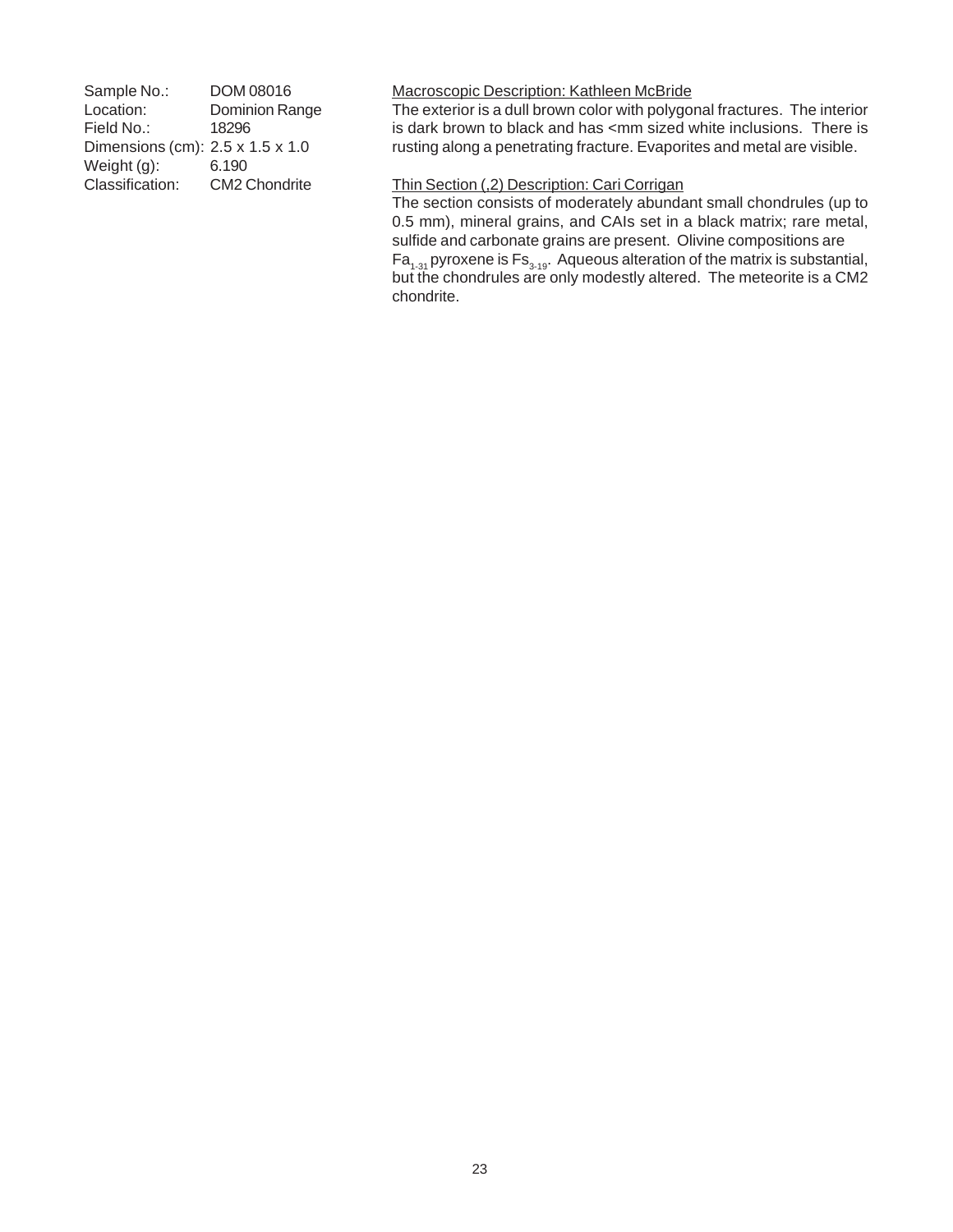Sample No.: DOM 08016
Location: Dominion Range
Field No.: 18296
Dimensions (cm): 2.5 x 1.5 x 1.0
Weight (g): 6.190
Classification: CM2 Chondrite

Macroscopic Description: Kathleen McBride

The exterior is a dull brown color with polygonal fractures. The interior is dark brown to black and has <mm sized white inclusions. There is rusting along a penetrating fracture. Evaporites and metal are visible.

Thin Section (,2) Description: Cari Corrigan

The section consists of moderately abundant small chondrules (up to 0.5 mm), mineral grains, and CAIs set in a black matrix; rare metal, sulfide and carbonate grains are present. Olivine compositions are $Fa_{1-31}$ pyroxene is $Fs_{3-19}$. Aqueous alteration of the matrix is substantial, but the chondrules are only modestly altered. The meteorite is a CM2 chondrite.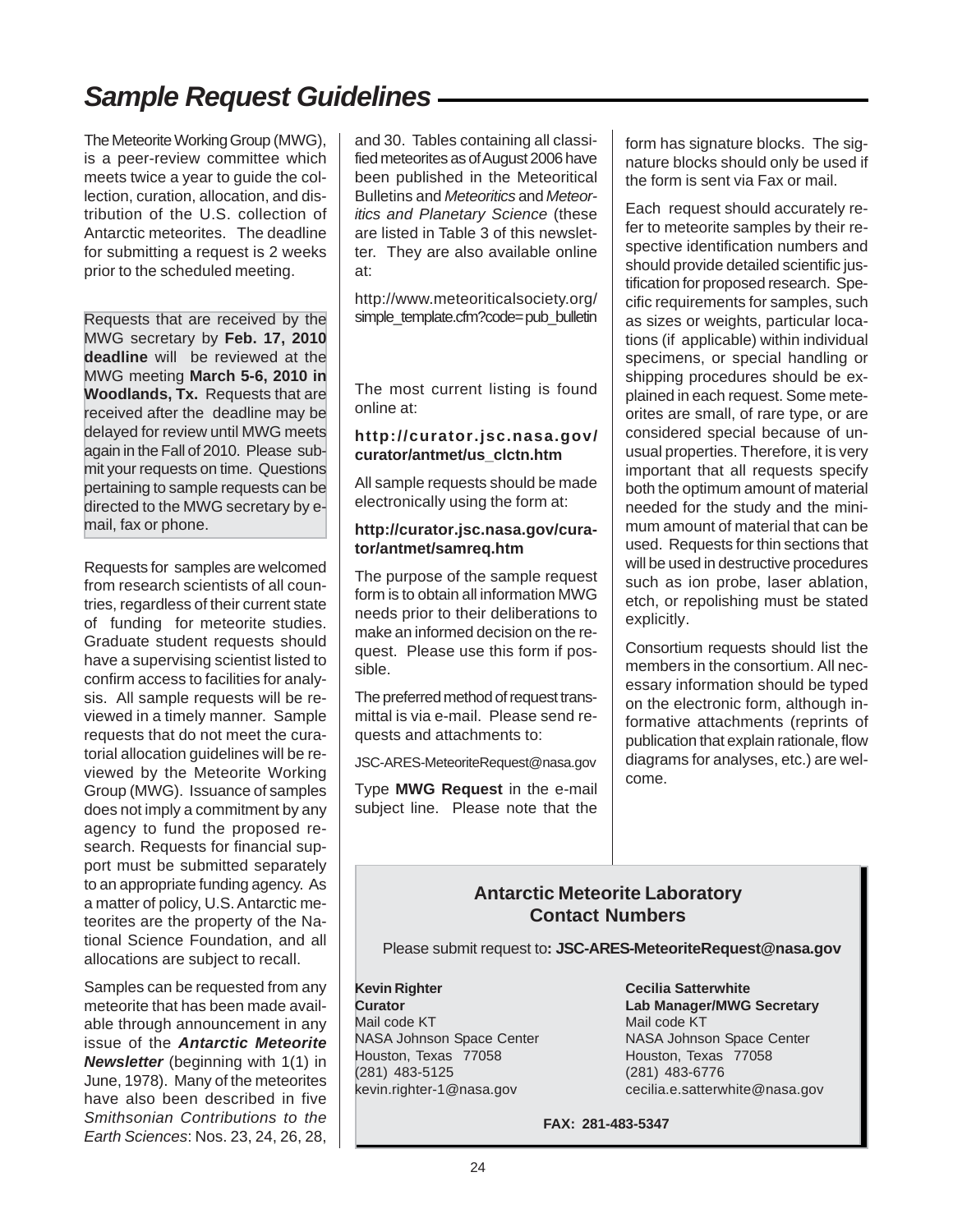# Sample Request Guidelines

The Meteorite Working Group (MWG), is a peer-review committee which meets twice a year to guide the collection, curation, allocation, and distribution of the U.S. collection of Antarctic meteorites. The deadline for submitting a request is 2 weeks prior to the scheduled meeting.

Requests that are received by the MWG secretary by **Feb. 17, 2010 deadline** will be reviewed at the MWG meeting **March 5-6, 2010 in Woodlands, Tx.** Requests that are received after the deadline may be delayed for review until MWG meets again in the Fall of 2010. Please submit your requests on time. Questions pertaining to sample requests can be directed to the MWG secretary by e-mail, fax or phone.

Requests for samples are welcomed from research scientists of all countries, regardless of their current state of funding for meteorite studies. Graduate student requests should have a supervising scientist listed to confirm access to facilities for analysis. All sample requests will be reviewed in a timely manner. Sample requests that do not meet the curatorial allocation guidelines will be reviewed by the Meteorite Working Group (MWG). Issuance of samples does not imply a commitment by any agency to fund the proposed research. Requests for financial support must be submitted separately to an appropriate funding agency. As a matter of policy, U.S. Antarctic meteorites are the property of the National Science Foundation, and all allocations are subject to recall.

Samples can be requested from any meteorite that has been made available through announcement in any issue of the ***Antarctic Meteorite Newsletter*** (beginning with 1(1) in June, 1978). Many of the meteorites have also been described in five *Smithsonian Contributions to the Earth Sciences*: Nos. 23, 24, 26, 28, and 30. Tables containing all classified meteorites as of August 2006 have been published in the Meteoritical Bulletins and *Meteoritics* and *Meteoritics and Planetary Science* (these are listed in Table 3 of this newsletter. They are also available online at:

http://www.meteoriticalsociety.org/simple_template.cfm?code=pub_bulletin

The most current listing is found online at:

**http://curator.jsc.nasa.gov/curator/antmet/us_clctn.htm**

All sample requests should be made electronically using the form at:

**http://curator.jsc.nasa.gov/curator/antmet/samreq.htm**

The purpose of the sample request form is to obtain all information MWG needs prior to their deliberations to make an informed decision on the request. Please use this form if possible.

The preferred method of request transmittal is via e-mail. Please send requests and attachments to:

JSC-ARES-MeteoriteRequest@nasa.gov

Type **MWG Request** in the e-mail subject line. Please note that the form has signature blocks. The signature blocks should only be used if the form is sent via Fax or mail.

Each request should accurately refer to meteorite samples by their respective identification numbers and should provide detailed scientific justification for proposed research. Specific requirements for samples, such as sizes or weights, particular locations (if applicable) within individual specimens, or special handling or shipping procedures should be explained in each request. Some meteorites are small, of rare type, or are considered special because of unusual properties. Therefore, it is very important that all requests specify both the optimum amount of material needed for the study and the minimum amount of material that can be used. Requests for thin sections that will be used in destructive procedures such as ion probe, laser ablation, etch, or repolishing must be stated explicitly.

Consortium requests should list the members in the consortium. All necessary information should be typed on the electronic form, although informative attachments (reprints of publication that explain rationale, flow diagrams for analyses, etc.) are welcome.

## Antarctic Meteorite Laboratory Contact Numbers

Please submit request to: **JSC-ARES-MeteoriteRequest@nasa.gov**

**Kevin Righter**
**Curator**
Mail code KT
NASA Johnson Space Center
Houston, Texas 77058
(281) 483-5125
kevin.righter-1@nasa.gov

**Cecilia Satterwhite**
**Lab Manager/MWG Secretary**
Mail code KT
NASA Johnson Space Center
Houston, Texas 77058
(281) 483-6776
cecilia.e.satterwhite@nasa.gov

**FAX: 281-483-5347**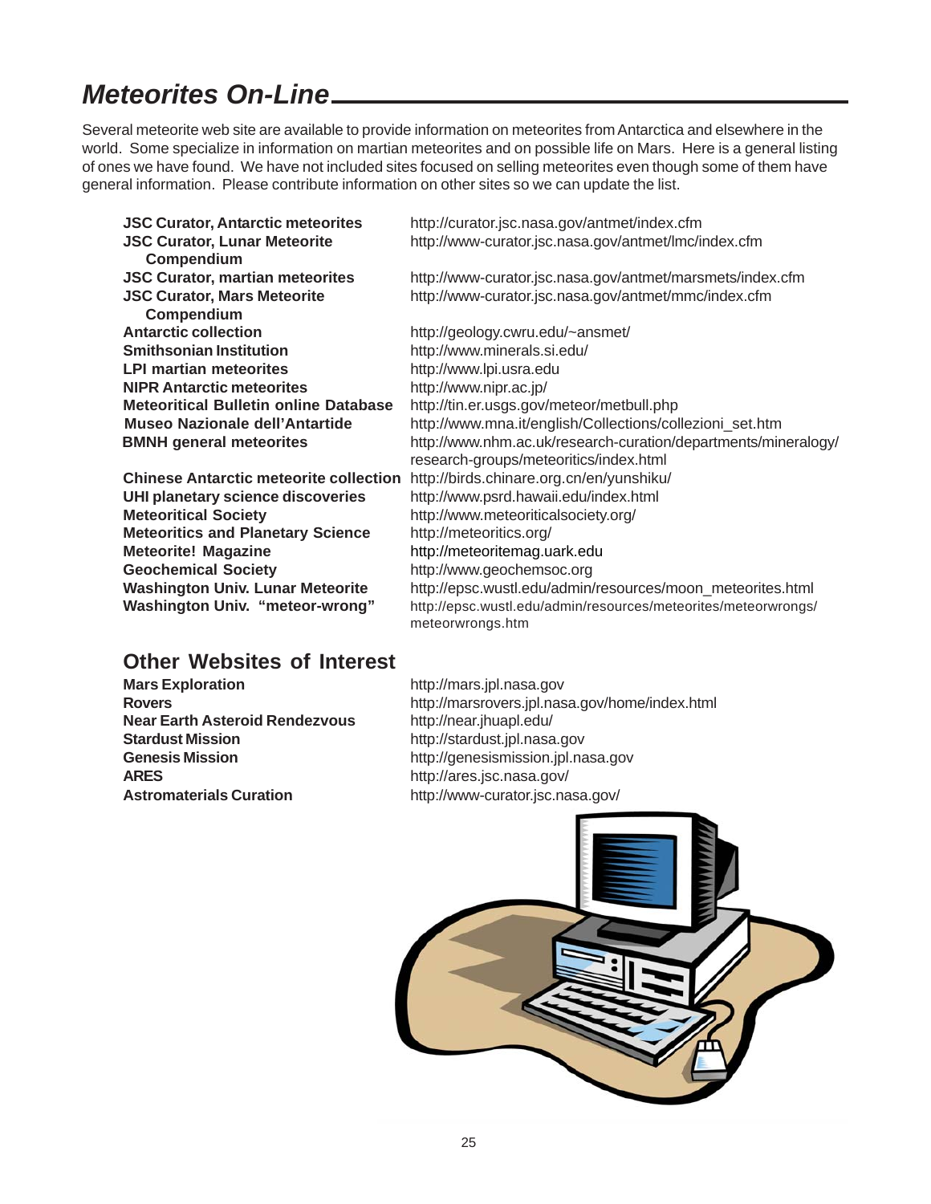# *Meteorites On-Line*

Several meteorite web site are available to provide information on meteorites from Antarctica and elsewhere in the world. Some specialize in information on martian meteorites and on possible life on Mars. Here is a general listing of ones we have found. We have not included sites focused on selling meteorites even though some of them have general information. Please contribute information on other sites so we can update the list.

| | |
|---|---|
| **JSC Curator, Antarctic meteorites** | http://curator.jsc.nasa.gov/antmet/index.cfm |
| **JSC Curator, Lunar Meteorite Compendium** | http://www-curator.jsc.nasa.gov/antmet/lmc/index.cfm |
| **JSC Curator, martian meteorites** | http://www-curator.jsc.nasa.gov/antmet/marsmets/index.cfm |
| **JSC Curator, Mars Meteorite Compendium** | http://www-curator.jsc.nasa.gov/antmet/mmc/index.cfm |
| **Antarctic collection** | http://geology.cwru.edu/~ansmet/ |
| **Smithsonian Institution** | http://www.minerals.si.edu/ |
| **LPI martian meteorites** | http://www.lpi.usra.edu |
| **NIPR Antarctic meteorites** | http://www.nipr.ac.jp/ |
| **Meteoritical Bulletin online Database** | http://tin.er.usgs.gov/meteor/metbull.php |
| **Museo Nazionale dell'Antartide** | http://www.mna.it/english/Collections/collezioni_set.htm |
| **BMNH general meteorites** | http://www.nhm.ac.uk/research-curation/departments/mineralogy/research-groups/meteoritics/index.html |
| **Chinese Antarctic meteorite collection** | http://birds.chinare.org.cn/en/yunshiku/ |
| **UHI planetary science discoveries** | http://www.psrd.hawaii.edu/index.html |
| **Meteoritical Society** | http://www.meteoriticalsociety.org/ |
| **Meteoritics and Planetary Science** | http://meteoritics.org/ |
| **Meteorite! Magazine** | http://meteoritemag.uark.edu |
| **Geochemical Society** | http://www.geochemsoc.org |
| **Washington Univ. Lunar Meteorite** | http://epsc.wustl.edu/admin/resources/moon_meteorites.html |
| **Washington Univ. "meteor-wrong"** | http://epsc.wustl.edu/admin/resources/meteorites/meteorwrongs/meteorwrongs.htm |

## Other Websites of Interest

| | |
|---|---|
| **Mars Exploration** | http://mars.jpl.nasa.gov |
| **Rovers** | http://marsrovers.jpl.nasa.gov/home/index.html |
| **Near Earth Asteroid Rendezvous** | http://near.jhuapl.edu/ |
| **Stardust Mission** | http://stardust.jpl.nasa.gov |
| **Genesis Mission** | http://genesismission.jpl.nasa.gov |
| **ARES** | http://ares.jsc.nasa.gov/ |
| **Astromaterials Curation** | http://www-curator.jsc.nasa.gov/ |